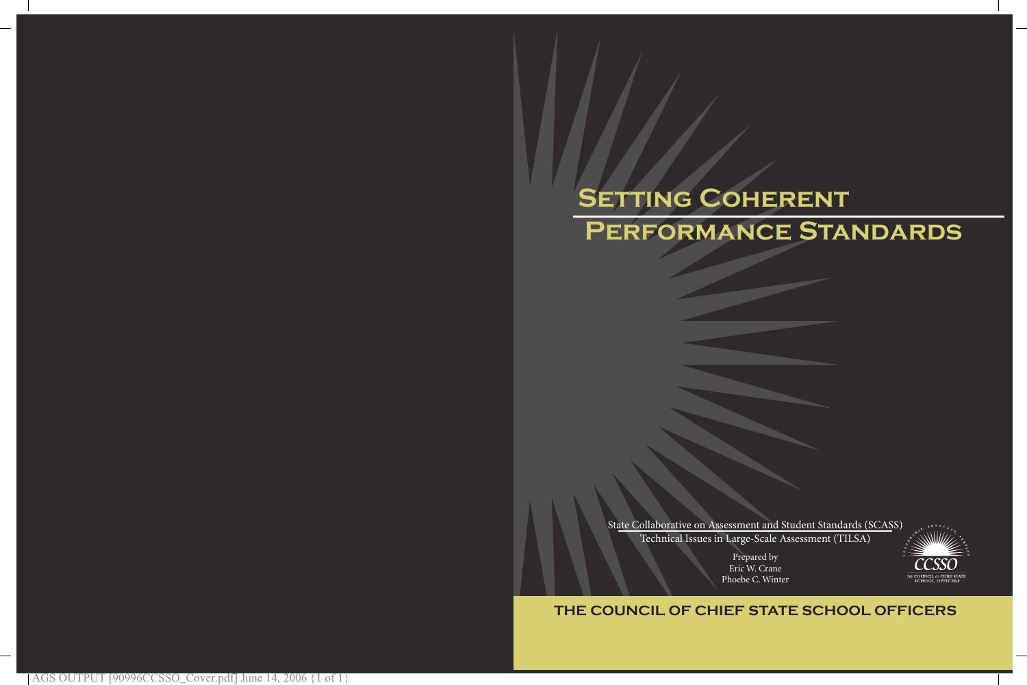# Setting Coherent Performance Standards

State Collaborative on Assessment and Student Standards (SCASS)

Technical Issues in Large-Scale Assessment (TILSA)

Prepared by

Eric W. Crane

Phoebe C. Winter

**THE COUNCIL OF CHIEF STATE SCHOOL OFFICERS**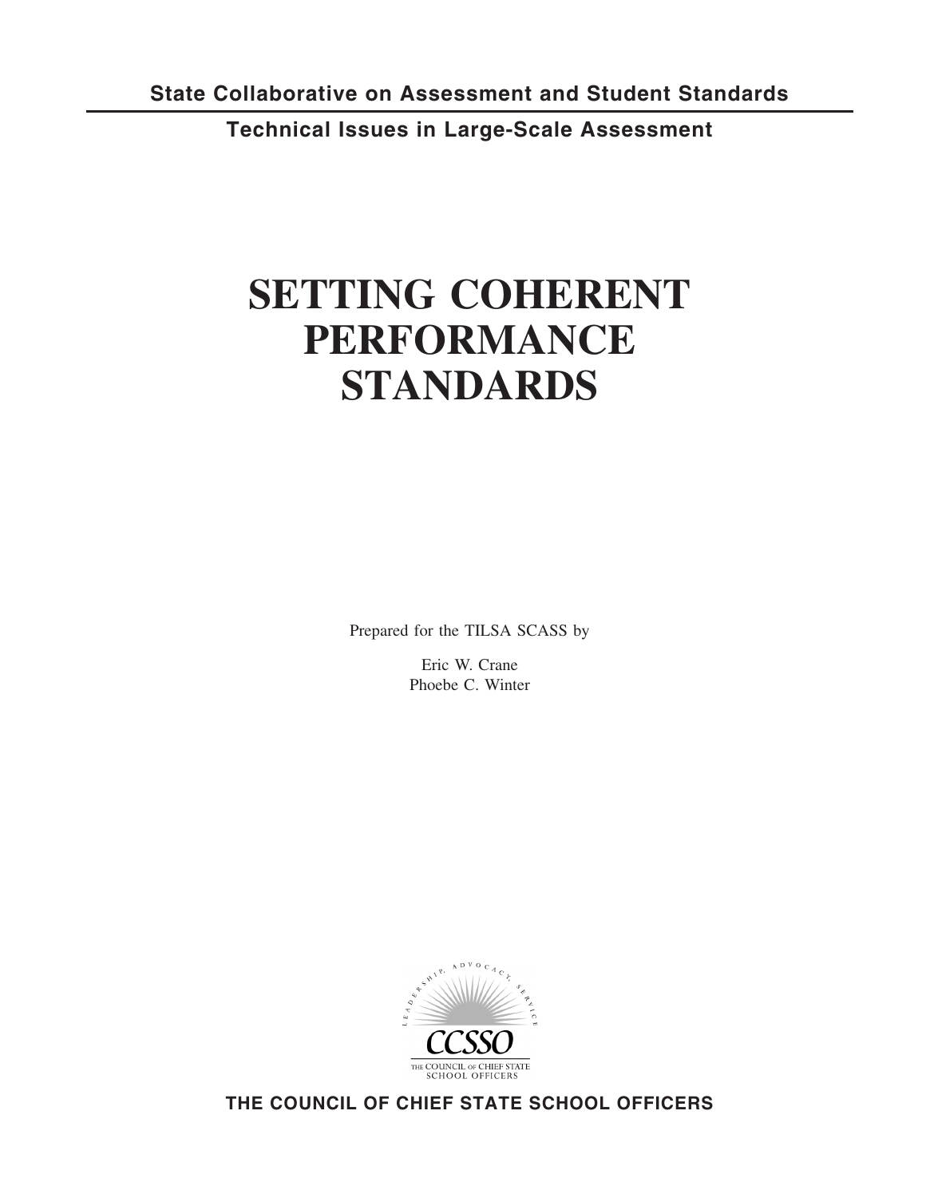**State Collaborative on Assessment and Student Standards**

**Technical Issues in Large-Scale Assessment**

# SETTING COHERENT PERFORMANCE STANDARDS

Prepared for the TILSA SCASS by

Eric W. Crane
Phoebe C. Winter

LEADERSHIP, ADVOCACY, SERVICE

CCSSO

THE COUNCIL OF CHIEF STATE SCHOOL OFFICERS

**THE COUNCIL OF CHIEF STATE SCHOOL OFFICERS**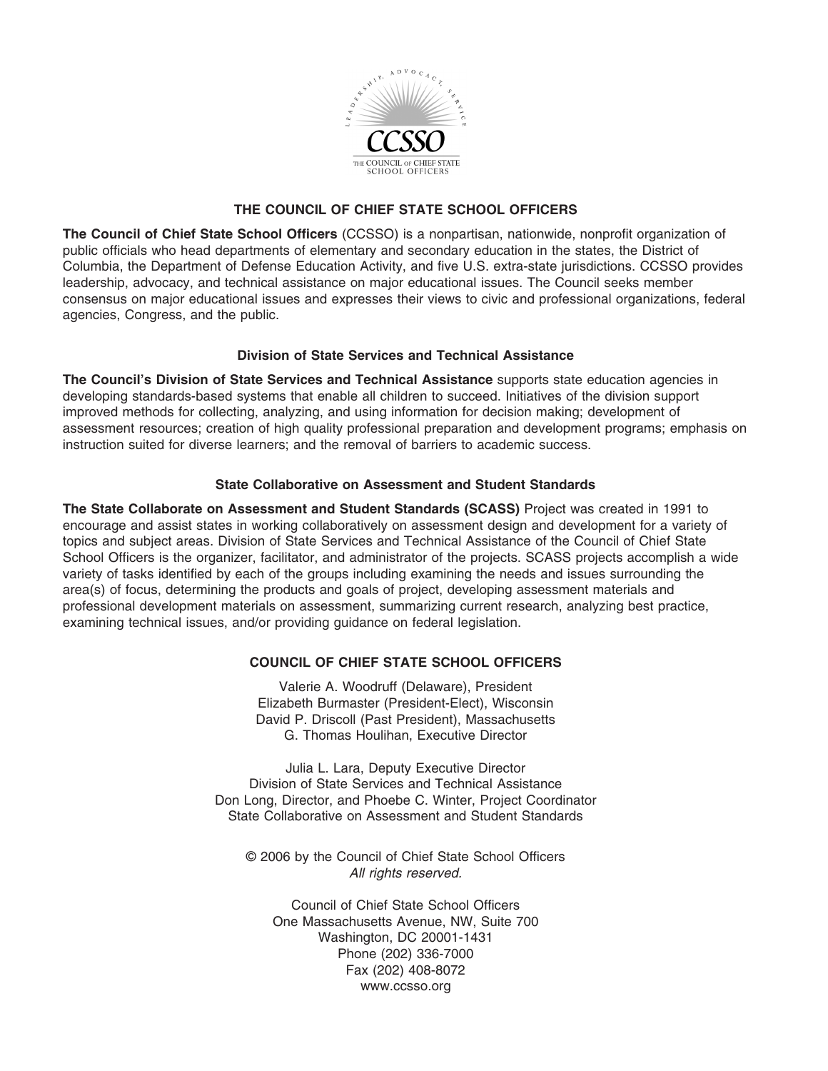# THE COUNCIL OF CHIEF STATE SCHOOL OFFICERS

**The Council of Chief State School Officers** (CCSSO) is a nonpartisan, nationwide, nonprofit organization of public officials who head departments of elementary and secondary education in the states, the District of Columbia, the Department of Defense Education Activity, and five U.S. extra-state jurisdictions. CCSSO provides leadership, advocacy, and technical assistance on major educational issues. The Council seeks member consensus on major educational issues and expresses their views to civic and professional organizations, federal agencies, Congress, and the public.

## Division of State Services and Technical Assistance

**The Council's Division of State Services and Technical Assistance** supports state education agencies in developing standards-based systems that enable all children to succeed. Initiatives of the division support improved methods for collecting, analyzing, and using information for decision making; development of assessment resources; creation of high quality professional preparation and development programs; emphasis on instruction suited for diverse learners; and the removal of barriers to academic success.

## State Collaborative on Assessment and Student Standards

**The State Collaborate on Assessment and Student Standards (SCASS)** Project was created in 1991 to encourage and assist states in working collaboratively on assessment design and development for a variety of topics and subject areas. Division of State Services and Technical Assistance of the Council of Chief State School Officers is the organizer, facilitator, and administrator of the projects. SCASS projects accomplish a wide variety of tasks identified by each of the groups including examining the needs and issues surrounding the area(s) of focus, determining the products and goals of project, developing assessment materials and professional development materials on assessment, summarizing current research, analyzing best practice, examining technical issues, and/or providing guidance on federal legislation.

## COUNCIL OF CHIEF STATE SCHOOL OFFICERS

Valerie A. Woodruff (Delaware), President
Elizabeth Burmaster (President-Elect), Wisconsin
David P. Driscoll (Past President), Massachusetts
G. Thomas Houlihan, Executive Director

Julia L. Lara, Deputy Executive Director
Division of State Services and Technical Assistance
Don Long, Director, and Phoebe C. Winter, Project Coordinator
State Collaborative on Assessment and Student Standards

© 2006 by the Council of Chief State School Officers
*All rights reserved.*

Council of Chief State School Officers
One Massachusetts Avenue, NW, Suite 700
Washington, DC 20001-1431
Phone (202) 336-7000
Fax (202) 408-8072
www.ccsso.org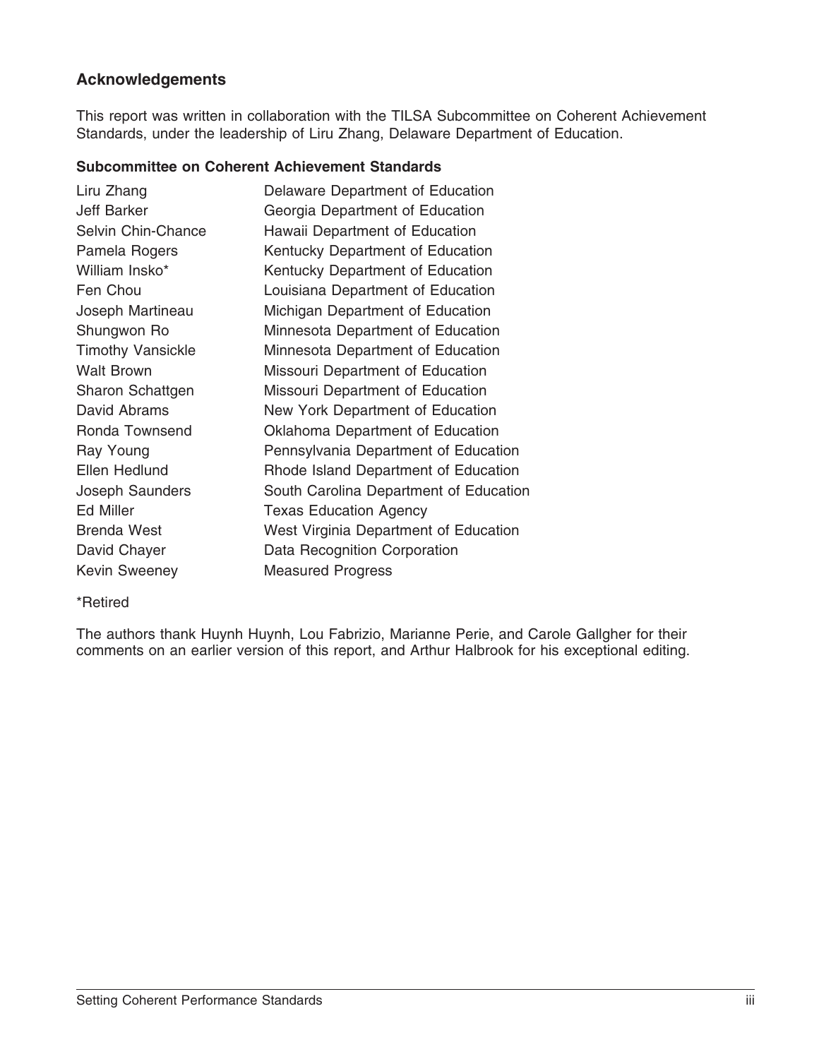## Acknowledgements

This report was written in collaboration with the TILSA Subcommittee on Coherent Achievement Standards, under the leadership of Liru Zhang, Delaware Department of Education.

### Subcommittee on Coherent Achievement Standards

| | |
|---|---|
| Liru Zhang | Delaware Department of Education |
| Jeff Barker | Georgia Department of Education |
| Selvin Chin-Chance | Hawaii Department of Education |
| Pamela Rogers | Kentucky Department of Education |
| William Insko* | Kentucky Department of Education |
| Fen Chou | Louisiana Department of Education |
| Joseph Martineau | Michigan Department of Education |
| Shungwon Ro | Minnesota Department of Education |
| Timothy Vansickle | Minnesota Department of Education |
| Walt Brown | Missouri Department of Education |
| Sharon Schattgen | Missouri Department of Education |
| David Abrams | New York Department of Education |
| Ronda Townsend | Oklahoma Department of Education |
| Ray Young | Pennsylvania Department of Education |
| Ellen Hedlund | Rhode Island Department of Education |
| Joseph Saunders | South Carolina Department of Education |
| Ed Miller | Texas Education Agency |
| Brenda West | West Virginia Department of Education |
| David Chayer | Data Recognition Corporation |
| Kevin Sweeney | Measured Progress |

*Retired

The authors thank Huynh Huynh, Lou Fabrizio, Marianne Perie, and Carole Gallgher for their comments on an earlier version of this report, and Arthur Halbrook for his exceptional editing.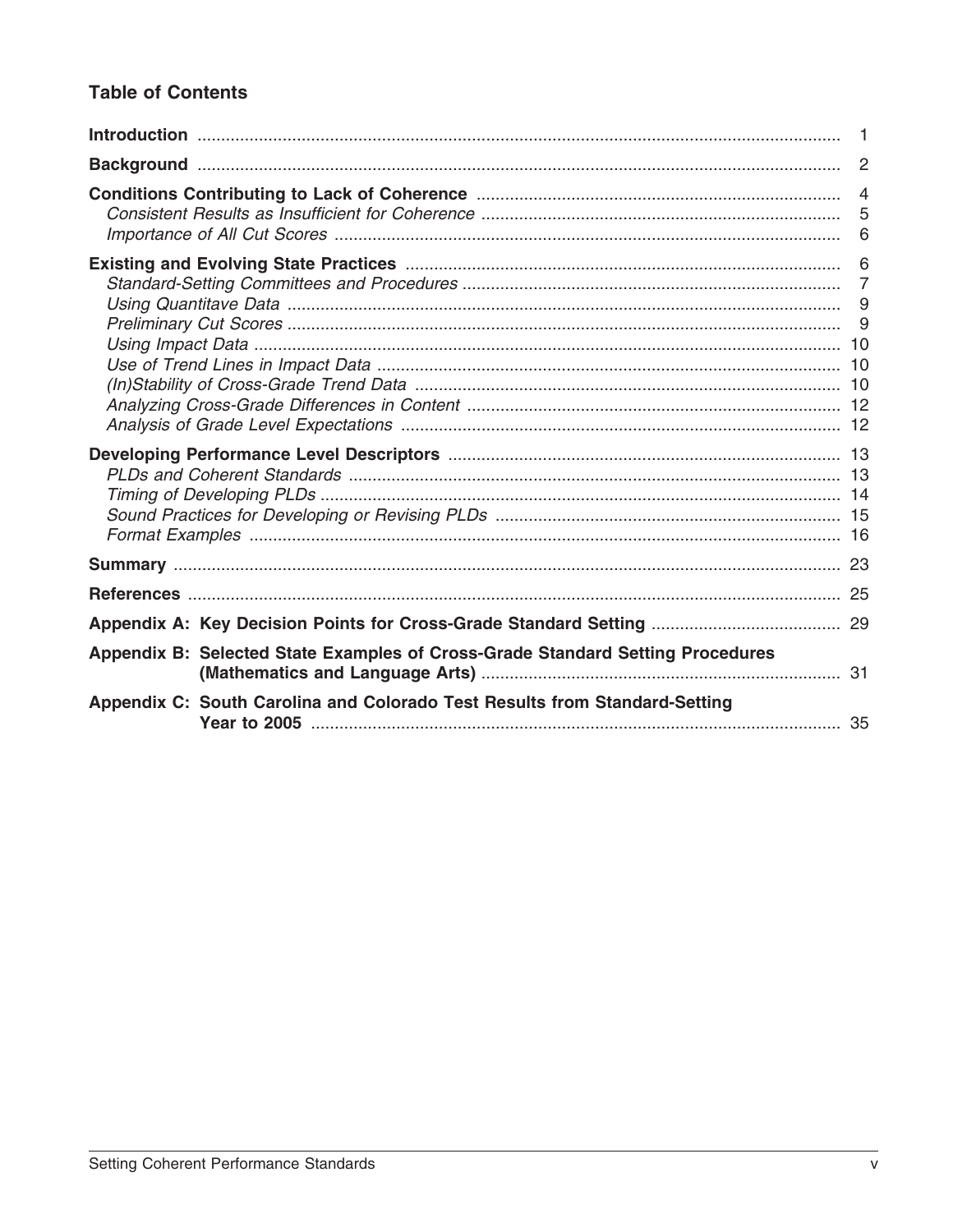## Table of Contents

**Introduction** ........ 1

**Background** ........ 2

**Conditions Contributing to Lack of Coherence** ........ 4
- *Consistent Results as Insufficient for Coherence* ........ 5
- *Importance of All Cut Scores* ........ 6

**Existing and Evolving State Practices** ........ 6
- *Standard-Setting Committees and Procedures* ........ 7
- *Using Quantitave Data* ........ 9
- *Preliminary Cut Scores* ........ 9
- *Using Impact Data* ........ 10
- *Use of Trend Lines in Impact Data* ........ 10
- *(In)Stability of Cross-Grade Trend Data* ........ 10
- *Analyzing Cross-Grade Differences in Content* ........ 12
- *Analysis of Grade Level Expectations* ........ 12

**Developing Performance Level Descriptors** ........ 13
- *PLDs and Coherent Standards* ........ 13
- *Timing of Developing PLDs* ........ 14
- *Sound Practices for Developing or Revising PLDs* ........ 15
- *Format Examples* ........ 16

**Summary** ........ 23

**References** ........ 25

**Appendix A: Key Decision Points for Cross-Grade Standard Setting** ........ 29

**Appendix B: Selected State Examples of Cross-Grade Standard Setting Procedures (Mathematics and Language Arts)** ........ 31

**Appendix C: South Carolina and Colorado Test Results from Standard-Setting Year to 2005** ........ 35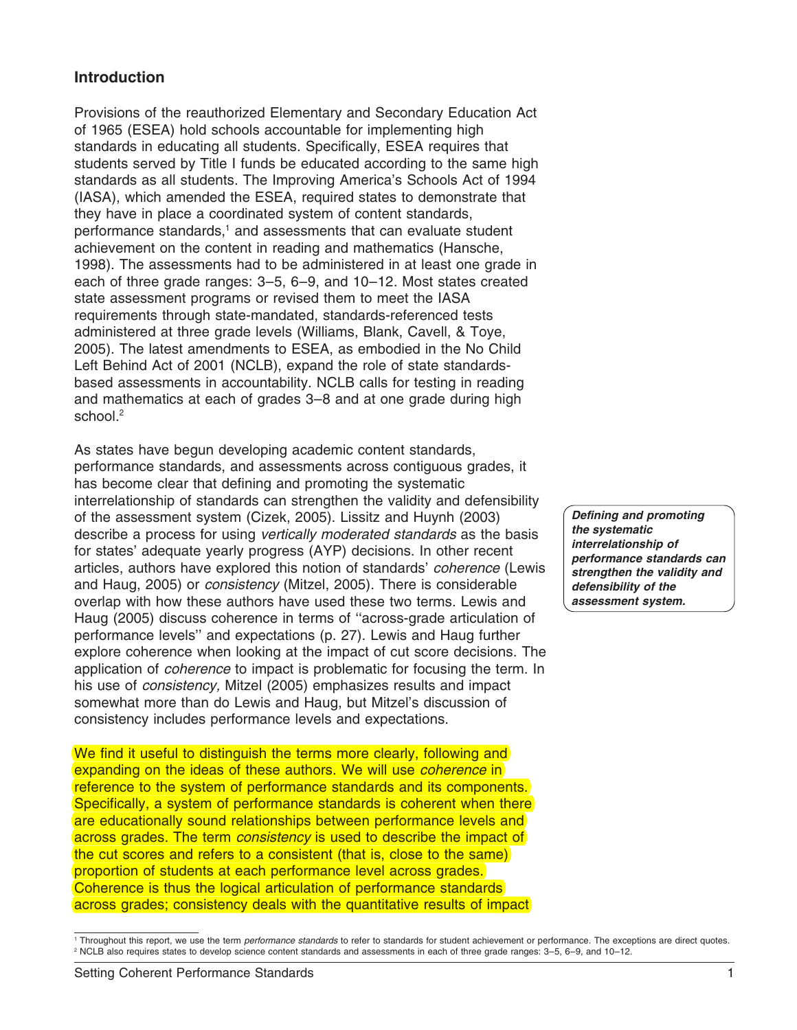## Introduction

Provisions of the reauthorized Elementary and Secondary Education Act of 1965 (ESEA) hold schools accountable for implementing high standards in educating all students. Specifically, ESEA requires that students served by Title I funds be educated according to the same high standards as all students. The Improving America's Schools Act of 1994 (IASA), which amended the ESEA, required states to demonstrate that they have in place a coordinated system of content standards, performance standards,[1] and assessments that can evaluate student achievement on the content in reading and mathematics (Hansche, 1998). The assessments had to be administered in at least one grade in each of three grade ranges: 3–5, 6–9, and 10–12. Most states created state assessment programs or revised them to meet the IASA requirements through state-mandated, standards-referenced tests administered at three grade levels (Williams, Blank, Cavell, & Toye, 2005). The latest amendments to ESEA, as embodied in the No Child Left Behind Act of 2001 (NCLB), expand the role of state standards-based assessments in accountability. NCLB calls for testing in reading and mathematics at each of grades 3–8 and at one grade during high school.[2]

As states have begun developing academic content standards, performance standards, and assessments across contiguous grades, it has become clear that defining and promoting the systematic interrelationship of standards can strengthen the validity and defensibility of the assessment system (Cizek, 2005). Lissitz and Huynh (2003) describe a process for using *vertically moderated standards* as the basis for states' adequate yearly progress (AYP) decisions. In other recent articles, authors have explored this notion of standards' *coherence* (Lewis and Haug, 2005) or *consistency* (Mitzel, 2005). There is considerable overlap with how these authors have used these two terms. Lewis and Haug (2005) discuss coherence in terms of "across-grade articulation of performance levels" and expectations (p. 27). Lewis and Haug further explore coherence when looking at the impact of cut score decisions. The application of *coherence* to impact is problematic for focusing the term. In his use of *consistency,* Mitzel (2005) emphasizes results and impact somewhat more than do Lewis and Haug, but Mitzel's discussion of consistency includes performance levels and expectations.

***Defining and promoting the systematic interrelationship of performance standards can strengthen the validity and defensibility of the assessment system.***

We find it useful to distinguish the terms more clearly, following and expanding on the ideas of these authors. We will use *coherence* in reference to the system of performance standards and its components. Specifically, a system of performance standards is coherent when there are educationally sound relationships between performance levels and across grades. The term *consistency* is used to describe the impact of the cut scores and refers to a consistent (that is, close to the same) proportion of students at each performance level across grades. Coherence is thus the logical articulation of performance standards across grades; consistency deals with the quantitative results of impact

[1] Throughout this report, we use the term *performance standards* to refer to standards for student achievement or performance. The exceptions are direct quotes.

[2] NCLB also requires states to develop science content standards and assessments in each of three grade ranges: 3–5, 6–9, and 10–12.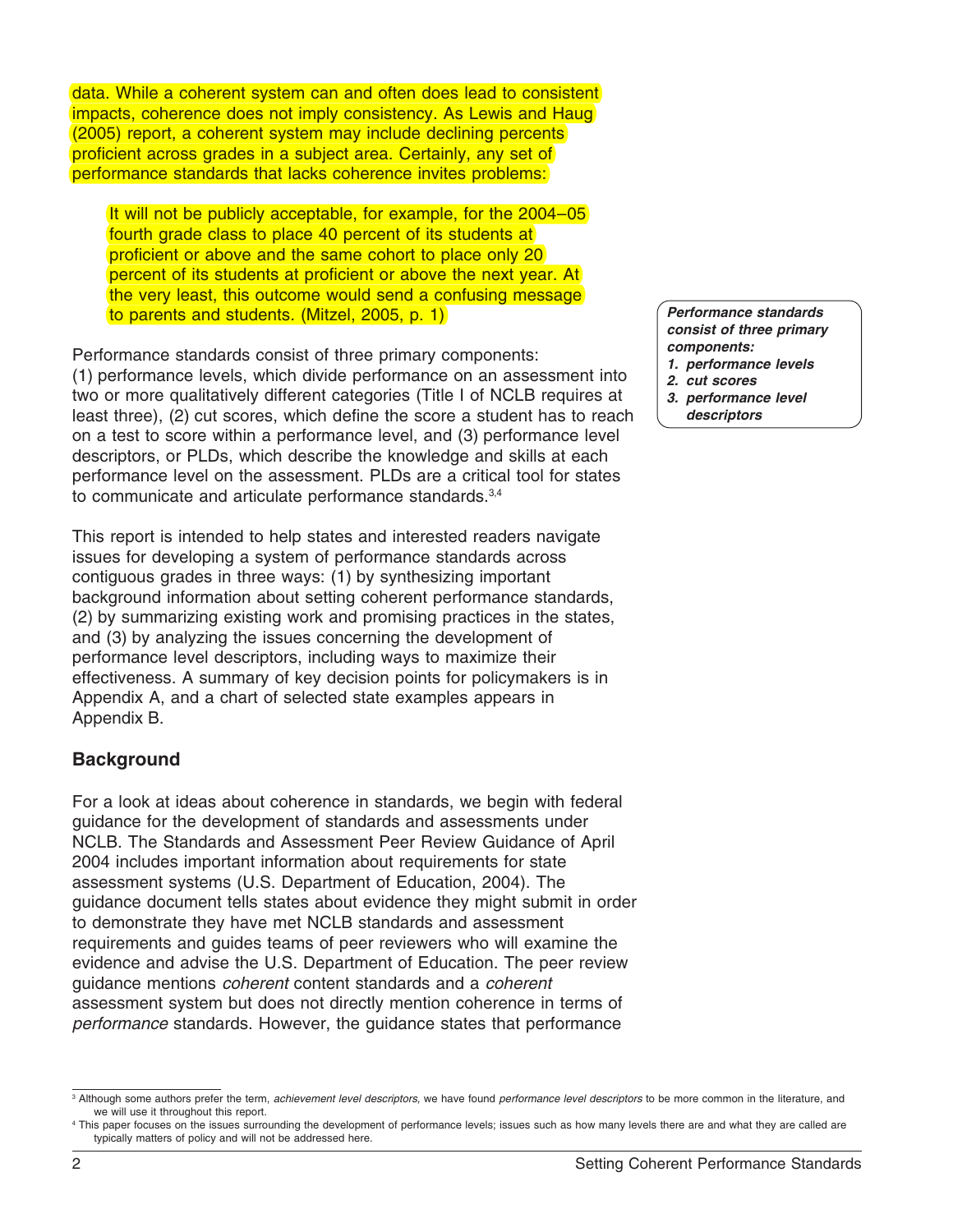data. While a coherent system can and often does lead to consistent impacts, coherence does not imply consistency. As Lewis and Haug (2005) report, a coherent system may include declining percents proficient across grades in a subject area. Certainly, any set of performance standards that lacks coherence invites problems:

> It will not be publicly acceptable, for example, for the 2004–05 fourth grade class to place 40 percent of its students at proficient or above and the same cohort to place only 20 percent of its students at proficient or above the next year. At the very least, this outcome would send a confusing message to parents and students. (Mitzel, 2005, p. 1)

***Performance standards consist of three primary components:***
1. ***performance levels***
2. ***cut scores***
3. ***performance level descriptors***

Performance standards consist of three primary components: (1) performance levels, which divide performance on an assessment into two or more qualitatively different categories (Title I of NCLB requires at least three), (2) cut scores, which define the score a student has to reach on a test to score within a performance level, and (3) performance level descriptors, or PLDs, which describe the knowledge and skills at each performance level on the assessment. PLDs are a critical tool for states to communicate and articulate performance standards.[3,4]

This report is intended to help states and interested readers navigate issues for developing a system of performance standards across contiguous grades in three ways: (1) by synthesizing important background information about setting coherent performance standards, (2) by summarizing existing work and promising practices in the states, and (3) by analyzing the issues concerning the development of performance level descriptors, including ways to maximize their effectiveness. A summary of key decision points for policymakers is in Appendix A, and a chart of selected state examples appears in Appendix B.

## Background

For a look at ideas about coherence in standards, we begin with federal guidance for the development of standards and assessments under NCLB. The Standards and Assessment Peer Review Guidance of April 2004 includes important information about requirements for state assessment systems (U.S. Department of Education, 2004). The guidance document tells states about evidence they might submit in order to demonstrate they have met NCLB standards and assessment requirements and guides teams of peer reviewers who will examine the evidence and advise the U.S. Department of Education. The peer review guidance mentions *coherent* content standards and a *coherent* assessment system but does not directly mention coherence in terms of *performance* standards. However, the guidance states that performance

---

[3] Although some authors prefer the term, *achievement level descriptors,* we have found *performance level descriptors* to be more common in the literature, and we will use it throughout this report.

[4] This paper focuses on the issues surrounding the development of performance levels; issues such as how many levels there are and what they are called are typically matters of policy and will not be addressed here.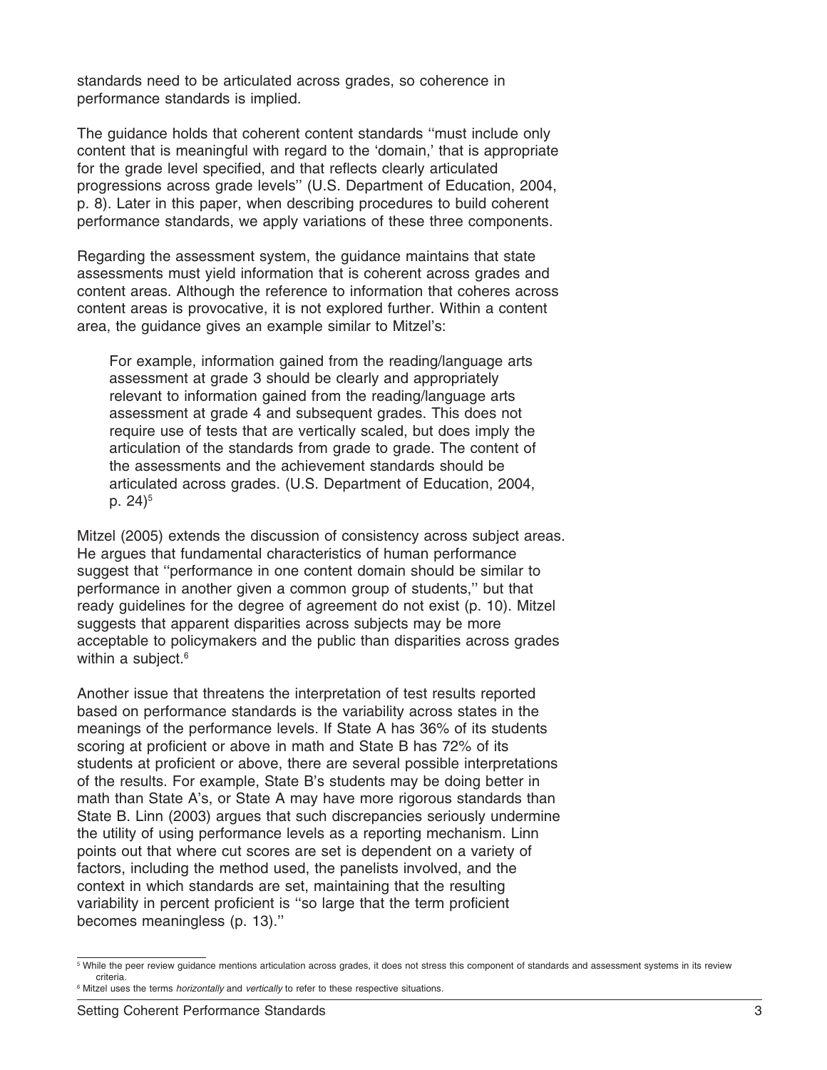standards need to be articulated across grades, so coherence in performance standards is implied.

The guidance holds that coherent content standards ''must include only content that is meaningful with regard to the 'domain,' that is appropriate for the grade level specified, and that reflects clearly articulated progressions across grade levels'' (U.S. Department of Education, 2004, p. 8). Later in this paper, when describing procedures to build coherent performance standards, we apply variations of these three components.

Regarding the assessment system, the guidance maintains that state assessments must yield information that is coherent across grades and content areas. Although the reference to information that coheres across content areas is provocative, it is not explored further. Within a content area, the guidance gives an example similar to Mitzel's:

> For example, information gained from the reading/language arts assessment at grade 3 should be clearly and appropriately relevant to information gained from the reading/language arts assessment at grade 4 and subsequent grades. This does not require use of tests that are vertically scaled, but does imply the articulation of the standards from grade to grade. The content of the assessments and the achievement standards should be articulated across grades. (U.S. Department of Education, 2004, p. 24)[5]

Mitzel (2005) extends the discussion of consistency across subject areas. He argues that fundamental characteristics of human performance suggest that ''performance in one content domain should be similar to performance in another given a common group of students,'' but that ready guidelines for the degree of agreement do not exist (p. 10). Mitzel suggests that apparent disparities across subjects may be more acceptable to policymakers and the public than disparities across grades within a subject.[6]

Another issue that threatens the interpretation of test results reported based on performance standards is the variability across states in the meanings of the performance levels. If State A has 36% of its students scoring at proficient or above in math and State B has 72% of its students at proficient or above, there are several possible interpretations of the results. For example, State B's students may be doing better in math than State A's, or State A may have more rigorous standards than State B. Linn (2003) argues that such discrepancies seriously undermine the utility of using performance levels as a reporting mechanism. Linn points out that where cut scores are set is dependent on a variety of factors, including the method used, the panelists involved, and the context in which standards are set, maintaining that the resulting variability in percent proficient is ''so large that the term proficient becomes meaningless (p. 13).''

---

[5] While the peer review guidance mentions articulation across grades, it does not stress this component of standards and assessment systems in its review criteria.

[6] Mitzel uses the terms *horizontally* and *vertically* to refer to these respective situations.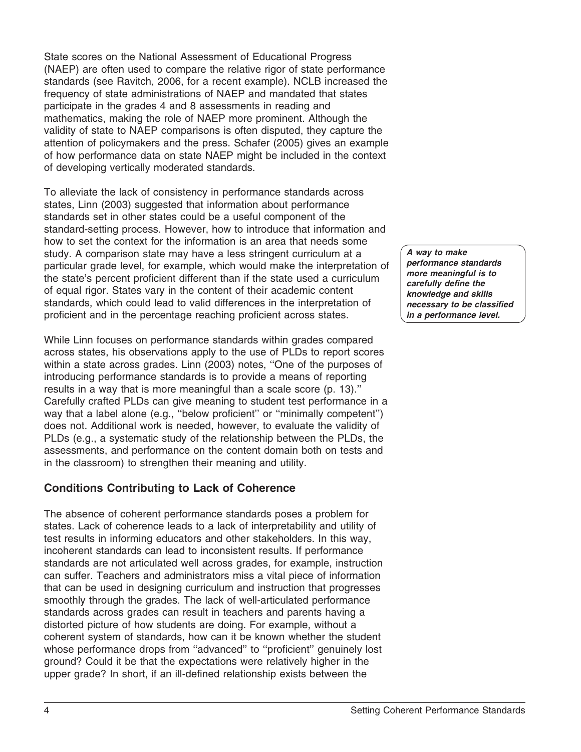State scores on the National Assessment of Educational Progress (NAEP) are often used to compare the relative rigor of state performance standards (see Ravitch, 2006, for a recent example). NCLB increased the frequency of state administrations of NAEP and mandated that states participate in the grades 4 and 8 assessments in reading and mathematics, making the role of NAEP more prominent. Although the validity of state to NAEP comparisons is often disputed, they capture the attention of policymakers and the press. Schafer (2005) gives an example of how performance data on state NAEP might be included in the context of developing vertically moderated standards.

To alleviate the lack of consistency in performance standards across states, Linn (2003) suggested that information about performance standards set in other states could be a useful component of the standard-setting process. However, how to introduce that information and how to set the context for the information is an area that needs some study. A comparison state may have a less stringent curriculum at a particular grade level, for example, which would make the interpretation of the state's percent proficient different than if the state used a curriculum of equal rigor. States vary in the content of their academic content standards, which could lead to valid differences in the interpretation of proficient and in the percentage reaching proficient across states.

***A way to make performance standards more meaningful is to carefully define the knowledge and skills necessary to be classified in a performance level.***

While Linn focuses on performance standards within grades compared across states, his observations apply to the use of PLDs to report scores within a state across grades. Linn (2003) notes, ''One of the purposes of introducing performance standards is to provide a means of reporting results in a way that is more meaningful than a scale score (p. 13).'' Carefully crafted PLDs can give meaning to student test performance in a way that a label alone (e.g., ''below proficient'' or ''minimally competent'') does not. Additional work is needed, however, to evaluate the validity of PLDs (e.g., a systematic study of the relationship between the PLDs, the assessments, and performance on the content domain both on tests and in the classroom) to strengthen their meaning and utility.

## Conditions Contributing to Lack of Coherence

The absence of coherent performance standards poses a problem for states. Lack of coherence leads to a lack of interpretability and utility of test results in informing educators and other stakeholders. In this way, incoherent standards can lead to inconsistent results. If performance standards are not articulated well across grades, for example, instruction can suffer. Teachers and administrators miss a vital piece of information that can be used in designing curriculum and instruction that progresses smoothly through the grades. The lack of well-articulated performance standards across grades can result in teachers and parents having a distorted picture of how students are doing. For example, without a coherent system of standards, how can it be known whether the student whose performance drops from ''advanced'' to ''proficient'' genuinely lost ground? Could it be that the expectations were relatively higher in the upper grade? In short, if an ill-defined relationship exists between the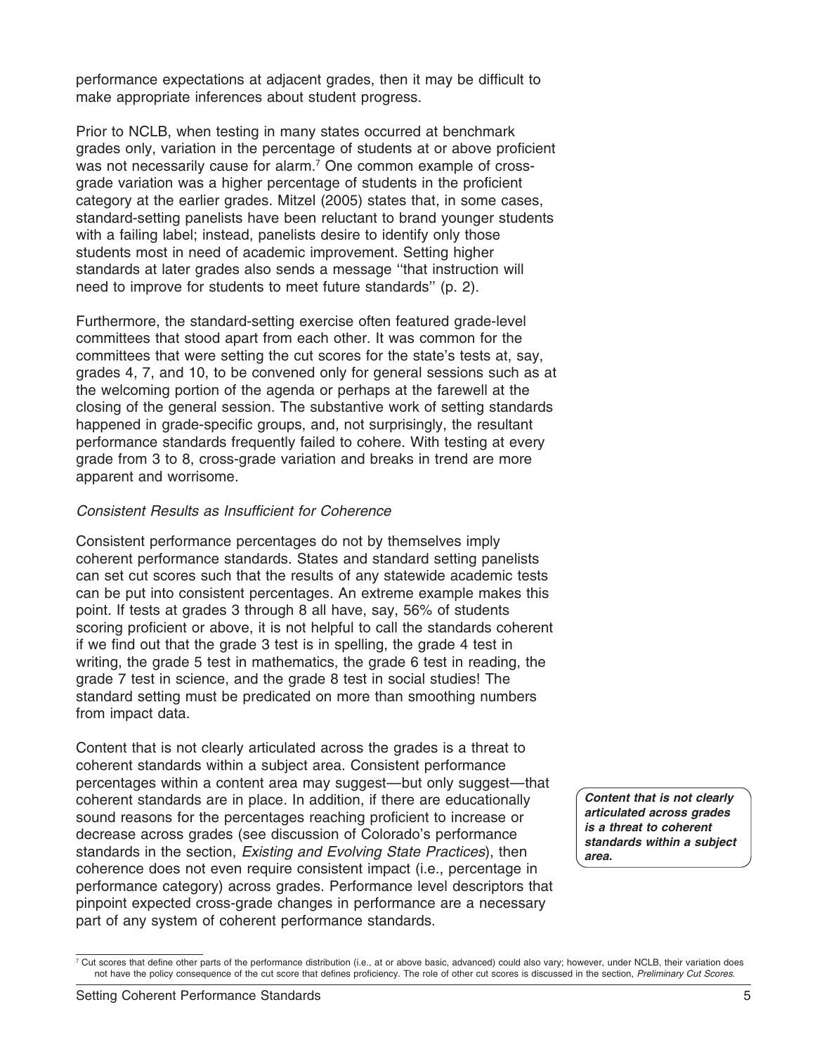performance expectations at adjacent grades, then it may be difficult to make appropriate inferences about student progress.

Prior to NCLB, when testing in many states occurred at benchmark grades only, variation in the percentage of students at or above proficient was not necessarily cause for alarm.[7] One common example of cross-grade variation was a higher percentage of students in the proficient category at the earlier grades. Mitzel (2005) states that, in some cases, standard-setting panelists have been reluctant to brand younger students with a failing label; instead, panelists desire to identify only those students most in need of academic improvement. Setting higher standards at later grades also sends a message "that instruction will need to improve for students to meet future standards" (p. 2).

Furthermore, the standard-setting exercise often featured grade-level committees that stood apart from each other. It was common for the committees that were setting the cut scores for the state's tests at, say, grades 4, 7, and 10, to be convened only for general sessions such as at the welcoming portion of the agenda or perhaps at the farewell at the closing of the general session. The substantive work of setting standards happened in grade-specific groups, and, not surprisingly, the resultant performance standards frequently failed to cohere. With testing at every grade from 3 to 8, cross-grade variation and breaks in trend are more apparent and worrisome.

### *Consistent Results as Insufficient for Coherence*

Consistent performance percentages do not by themselves imply coherent performance standards. States and standard setting panelists can set cut scores such that the results of any statewide academic tests can be put into consistent percentages. An extreme example makes this point. If tests at grades 3 through 8 all have, say, 56% of students scoring proficient or above, it is not helpful to call the standards coherent if we find out that the grade 3 test is in spelling, the grade 4 test in writing, the grade 5 test in mathematics, the grade 6 test in reading, the grade 7 test in science, and the grade 8 test in social studies! The standard setting must be predicated on more than smoothing numbers from impact data.

Content that is not clearly articulated across the grades is a threat to coherent standards within a subject area. Consistent performance percentages within a content area may suggest—but only suggest—that coherent standards are in place. In addition, if there are educationally sound reasons for the percentages reaching proficient to increase or decrease across grades (see discussion of Colorado's performance standards in the section, *Existing and Evolving State Practices*), then coherence does not even require consistent impact (i.e., percentage in performance category) across grades. Performance level descriptors that pinpoint expected cross-grade changes in performance are a necessary part of any system of coherent performance standards.

***Content that is not clearly articulated across grades is a threat to coherent standards within a subject area.***

[7] Cut scores that define other parts of the performance distribution (i.e., at or above basic, advanced) could also vary; however, under NCLB, their variation does not have the policy consequence of the cut score that defines proficiency. The role of other cut scores is discussed in the section, *Preliminary Cut Scores*.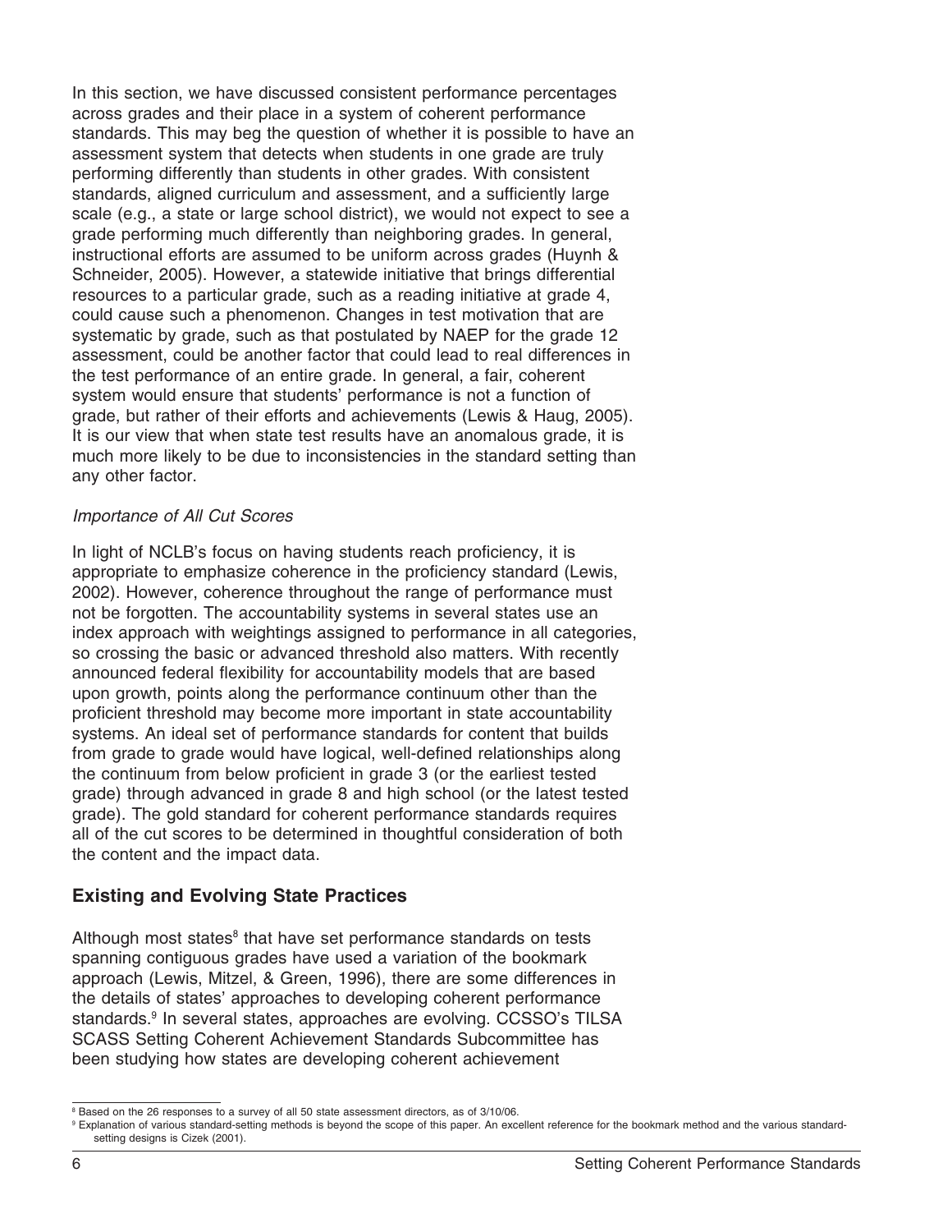In this section, we have discussed consistent performance percentages across grades and their place in a system of coherent performance standards. This may beg the question of whether it is possible to have an assessment system that detects when students in one grade are truly performing differently than students in other grades. With consistent standards, aligned curriculum and assessment, and a sufficiently large scale (e.g., a state or large school district), we would not expect to see a grade performing much differently than neighboring grades. In general, instructional efforts are assumed to be uniform across grades (Huynh & Schneider, 2005). However, a statewide initiative that brings differential resources to a particular grade, such as a reading initiative at grade 4, could cause such a phenomenon. Changes in test motivation that are systematic by grade, such as that postulated by NAEP for the grade 12 assessment, could be another factor that could lead to real differences in the test performance of an entire grade. In general, a fair, coherent system would ensure that students' performance is not a function of grade, but rather of their efforts and achievements (Lewis & Haug, 2005). It is our view that when state test results have an anomalous grade, it is much more likely to be due to inconsistencies in the standard setting than any other factor.

### *Importance of All Cut Scores*

In light of NCLB's focus on having students reach proficiency, it is appropriate to emphasize coherence in the proficiency standard (Lewis, 2002). However, coherence throughout the range of performance must not be forgotten. The accountability systems in several states use an index approach with weightings assigned to performance in all categories, so crossing the basic or advanced threshold also matters. With recently announced federal flexibility for accountability models that are based upon growth, points along the performance continuum other than the proficient threshold may become more important in state accountability systems. An ideal set of performance standards for content that builds from grade to grade would have logical, well-defined relationships along the continuum from below proficient in grade 3 (or the earliest tested grade) through advanced in grade 8 and high school (or the latest tested grade). The gold standard for coherent performance standards requires all of the cut scores to be determined in thoughtful consideration of both the content and the impact data.

## **Existing and Evolving State Practices**

Although most states[8] that have set performance standards on tests spanning contiguous grades have used a variation of the bookmark approach (Lewis, Mitzel, & Green, 1996), there are some differences in the details of states' approaches to developing coherent performance standards.[9] In several states, approaches are evolving. CCSSO's TILSA SCASS Setting Coherent Achievement Standards Subcommittee has been studying how states are developing coherent achievement

[8] Based on the 26 responses to a survey of all 50 state assessment directors, as of 3/10/06.

[9] Explanation of various standard-setting methods is beyond the scope of this paper. An excellent reference for the bookmark method and the various standard-setting designs is Cizek (2001).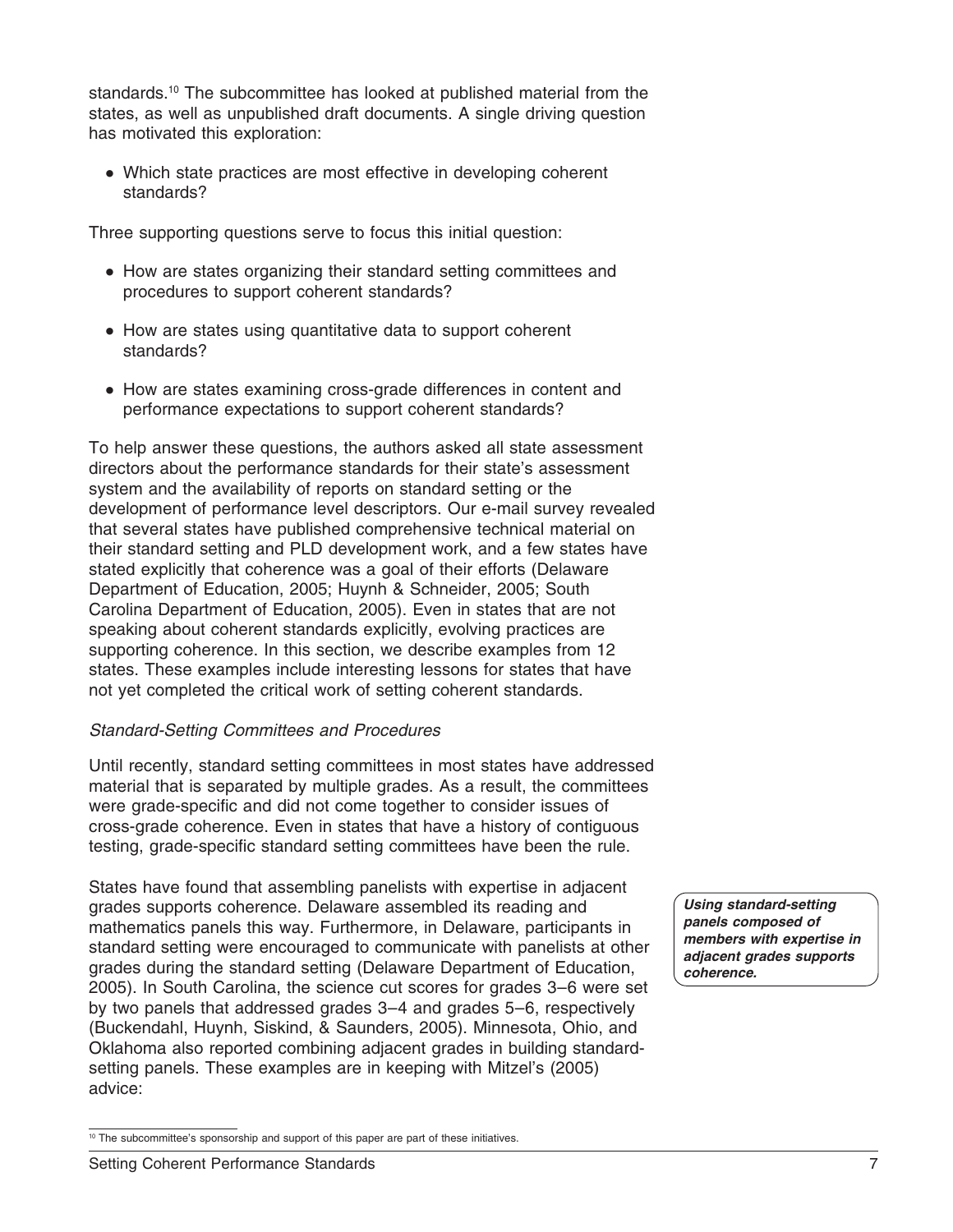standards.[10] The subcommittee has looked at published material from the states, as well as unpublished draft documents. A single driving question has motivated this exploration:

- Which state practices are most effective in developing coherent standards?

Three supporting questions serve to focus this initial question:

- How are states organizing their standard setting committees and procedures to support coherent standards?
- How are states using quantitative data to support coherent standards?
- How are states examining cross-grade differences in content and performance expectations to support coherent standards?

To help answer these questions, the authors asked all state assessment directors about the performance standards for their state's assessment system and the availability of reports on standard setting or the development of performance level descriptors. Our e-mail survey revealed that several states have published comprehensive technical material on their standard setting and PLD development work, and a few states have stated explicitly that coherence was a goal of their efforts (Delaware Department of Education, 2005; Huynh & Schneider, 2005; South Carolina Department of Education, 2005). Even in states that are not speaking about coherent standards explicitly, evolving practices are supporting coherence. In this section, we describe examples from 12 states. These examples include interesting lessons for states that have not yet completed the critical work of setting coherent standards.

*Standard-Setting Committees and Procedures*

Until recently, standard setting committees in most states have addressed material that is separated by multiple grades. As a result, the committees were grade-specific and did not come together to consider issues of cross-grade coherence. Even in states that have a history of contiguous testing, grade-specific standard setting committees have been the rule.

States have found that assembling panelists with expertise in adjacent grades supports coherence. Delaware assembled its reading and mathematics panels this way. Furthermore, in Delaware, participants in standard setting were encouraged to communicate with panelists at other grades during the standard setting (Delaware Department of Education, 2005). In South Carolina, the science cut scores for grades 3–6 were set by two panels that addressed grades 3–4 and grades 5–6, respectively (Buckendahl, Huynh, Siskind, & Saunders, 2005). Minnesota, Ohio, and Oklahoma also reported combining adjacent grades in building standard-setting panels. These examples are in keeping with Mitzel's (2005) advice:

***Using standard-setting panels composed of members with expertise in adjacent grades supports coherence.***

[10] The subcommittee's sponsorship and support of this paper are part of these initiatives.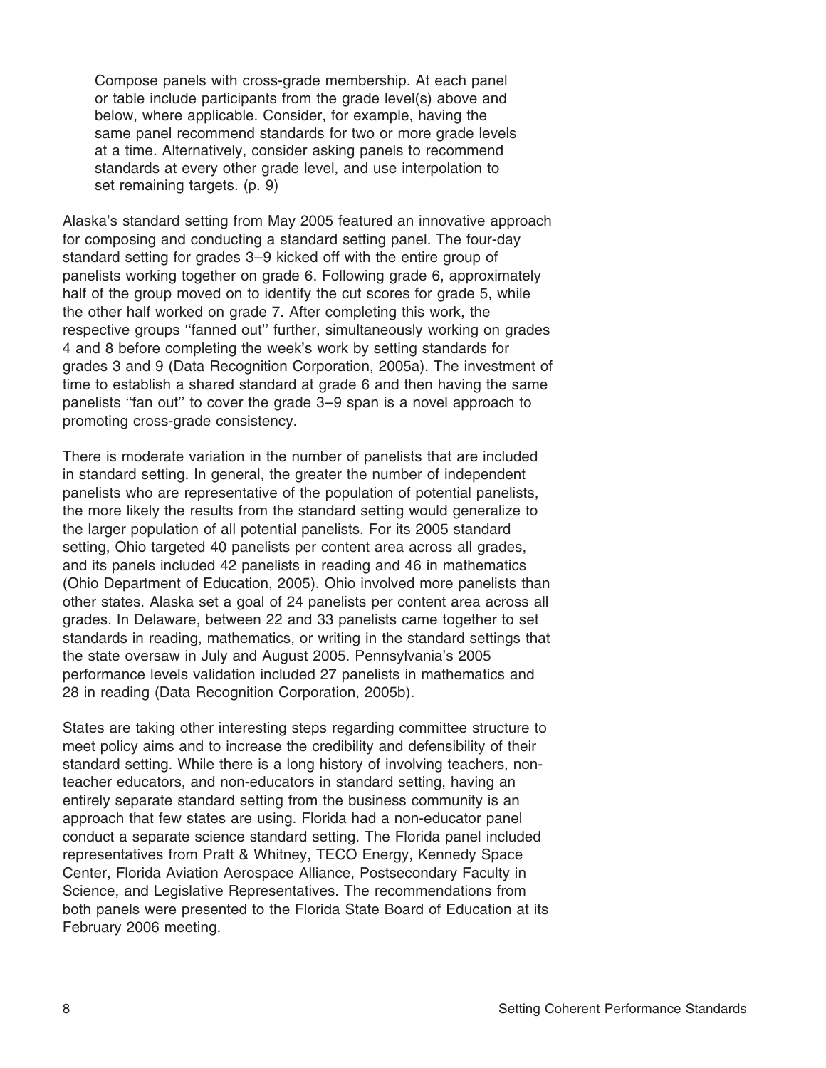> Compose panels with cross-grade membership. At each panel or table include participants from the grade level(s) above and below, where applicable. Consider, for example, having the same panel recommend standards for two or more grade levels at a time. Alternatively, consider asking panels to recommend standards at every other grade level, and use interpolation to set remaining targets. (p. 9)

Alaska's standard setting from May 2005 featured an innovative approach for composing and conducting a standard setting panel. The four-day standard setting for grades 3–9 kicked off with the entire group of panelists working together on grade 6. Following grade 6, approximately half of the group moved on to identify the cut scores for grade 5, while the other half worked on grade 7. After completing this work, the respective groups ''fanned out'' further, simultaneously working on grades 4 and 8 before completing the week's work by setting standards for grades 3 and 9 (Data Recognition Corporation, 2005a). The investment of time to establish a shared standard at grade 6 and then having the same panelists ''fan out'' to cover the grade 3–9 span is a novel approach to promoting cross-grade consistency.

There is moderate variation in the number of panelists that are included in standard setting. In general, the greater the number of independent panelists who are representative of the population of potential panelists, the more likely the results from the standard setting would generalize to the larger population of all potential panelists. For its 2005 standard setting, Ohio targeted 40 panelists per content area across all grades, and its panels included 42 panelists in reading and 46 in mathematics (Ohio Department of Education, 2005). Ohio involved more panelists than other states. Alaska set a goal of 24 panelists per content area across all grades. In Delaware, between 22 and 33 panelists came together to set standards in reading, mathematics, or writing in the standard settings that the state oversaw in July and August 2005. Pennsylvania's 2005 performance levels validation included 27 panelists in mathematics and 28 in reading (Data Recognition Corporation, 2005b).

States are taking other interesting steps regarding committee structure to meet policy aims and to increase the credibility and defensibility of their standard setting. While there is a long history of involving teachers, non-teacher educators, and non-educators in standard setting, having an entirely separate standard setting from the business community is an approach that few states are using. Florida had a non-educator panel conduct a separate science standard setting. The Florida panel included representatives from Pratt & Whitney, TECO Energy, Kennedy Space Center, Florida Aviation Aerospace Alliance, Postsecondary Faculty in Science, and Legislative Representatives. The recommendations from both panels were presented to the Florida State Board of Education at its February 2006 meeting.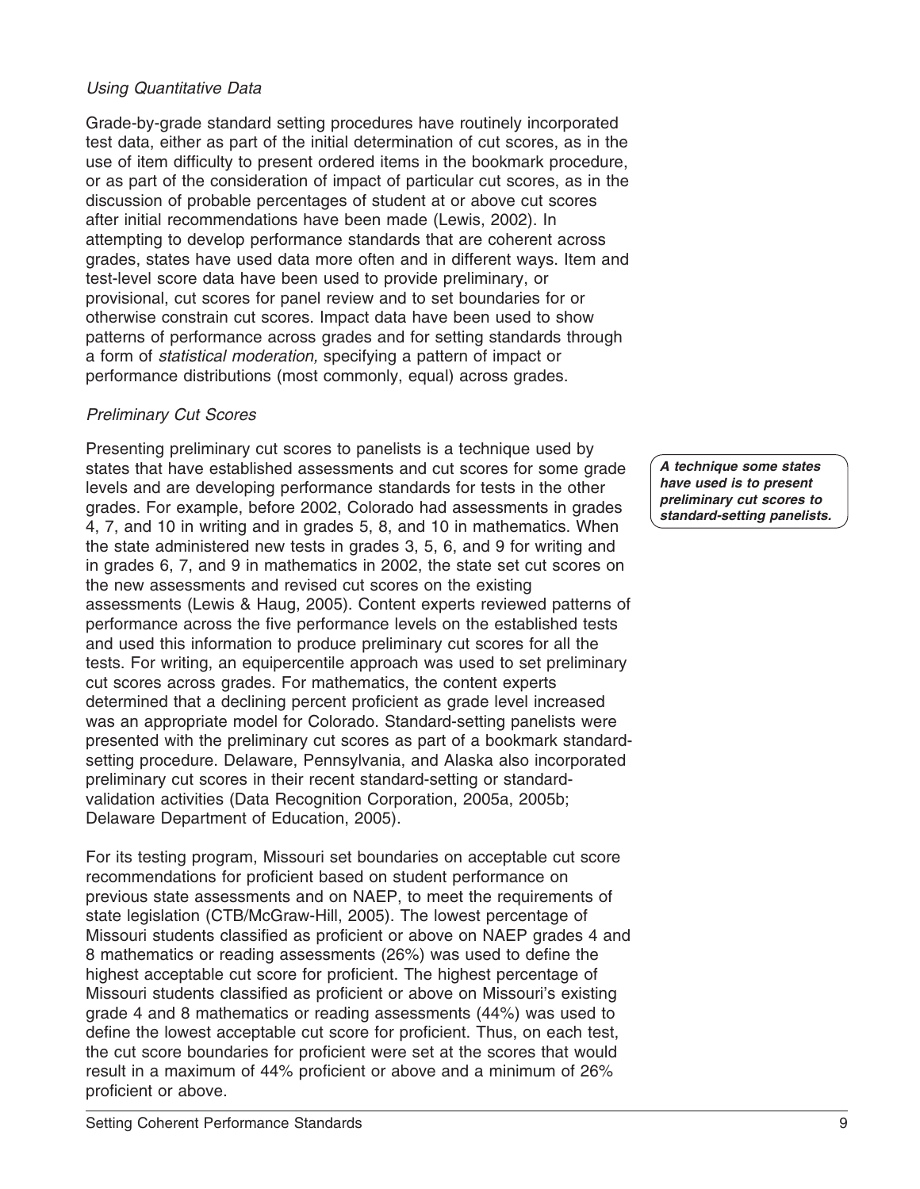### *Using Quantitative Data*

Grade-by-grade standard setting procedures have routinely incorporated test data, either as part of the initial determination of cut scores, as in the use of item difficulty to present ordered items in the bookmark procedure, or as part of the consideration of impact of particular cut scores, as in the discussion of probable percentages of student at or above cut scores after initial recommendations have been made (Lewis, 2002). In attempting to develop performance standards that are coherent across grades, states have used data more often and in different ways. Item and test-level score data have been used to provide preliminary, or provisional, cut scores for panel review and to set boundaries for or otherwise constrain cut scores. Impact data have been used to show patterns of performance across grades and for setting standards through a form of *statistical moderation,* specifying a pattern of impact or performance distributions (most commonly, equal) across grades.

### *Preliminary Cut Scores*

Presenting preliminary cut scores to panelists is a technique used by states that have established assessments and cut scores for some grade levels and are developing performance standards for tests in the other grades. For example, before 2002, Colorado had assessments in grades 4, 7, and 10 in writing and in grades 5, 8, and 10 in mathematics. When the state administered new tests in grades 3, 5, 6, and 9 for writing and in grades 6, 7, and 9 in mathematics in 2002, the state set cut scores on the new assessments and revised cut scores on the existing assessments (Lewis & Haug, 2005). Content experts reviewed patterns of performance across the five performance levels on the established tests and used this information to produce preliminary cut scores for all the tests. For writing, an equipercentile approach was used to set preliminary cut scores across grades. For mathematics, the content experts determined that a declining percent proficient as grade level increased was an appropriate model for Colorado. Standard-setting panelists were presented with the preliminary cut scores as part of a bookmark standard-setting procedure. Delaware, Pennsylvania, and Alaska also incorporated preliminary cut scores in their recent standard-setting or standard-validation activities (Data Recognition Corporation, 2005a, 2005b; Delaware Department of Education, 2005).

***A technique some states have used is to present preliminary cut scores to standard-setting panelists.***

For its testing program, Missouri set boundaries on acceptable cut score recommendations for proficient based on student performance on previous state assessments and on NAEP, to meet the requirements of state legislation (CTB/McGraw-Hill, 2005). The lowest percentage of Missouri students classified as proficient or above on NAEP grades 4 and 8 mathematics or reading assessments (26%) was used to define the highest acceptable cut score for proficient. The highest percentage of Missouri students classified as proficient or above on Missouri's existing grade 4 and 8 mathematics or reading assessments (44%) was used to define the lowest acceptable cut score for proficient. Thus, on each test, the cut score boundaries for proficient were set at the scores that would result in a maximum of 44% proficient or above and a minimum of 26% proficient or above.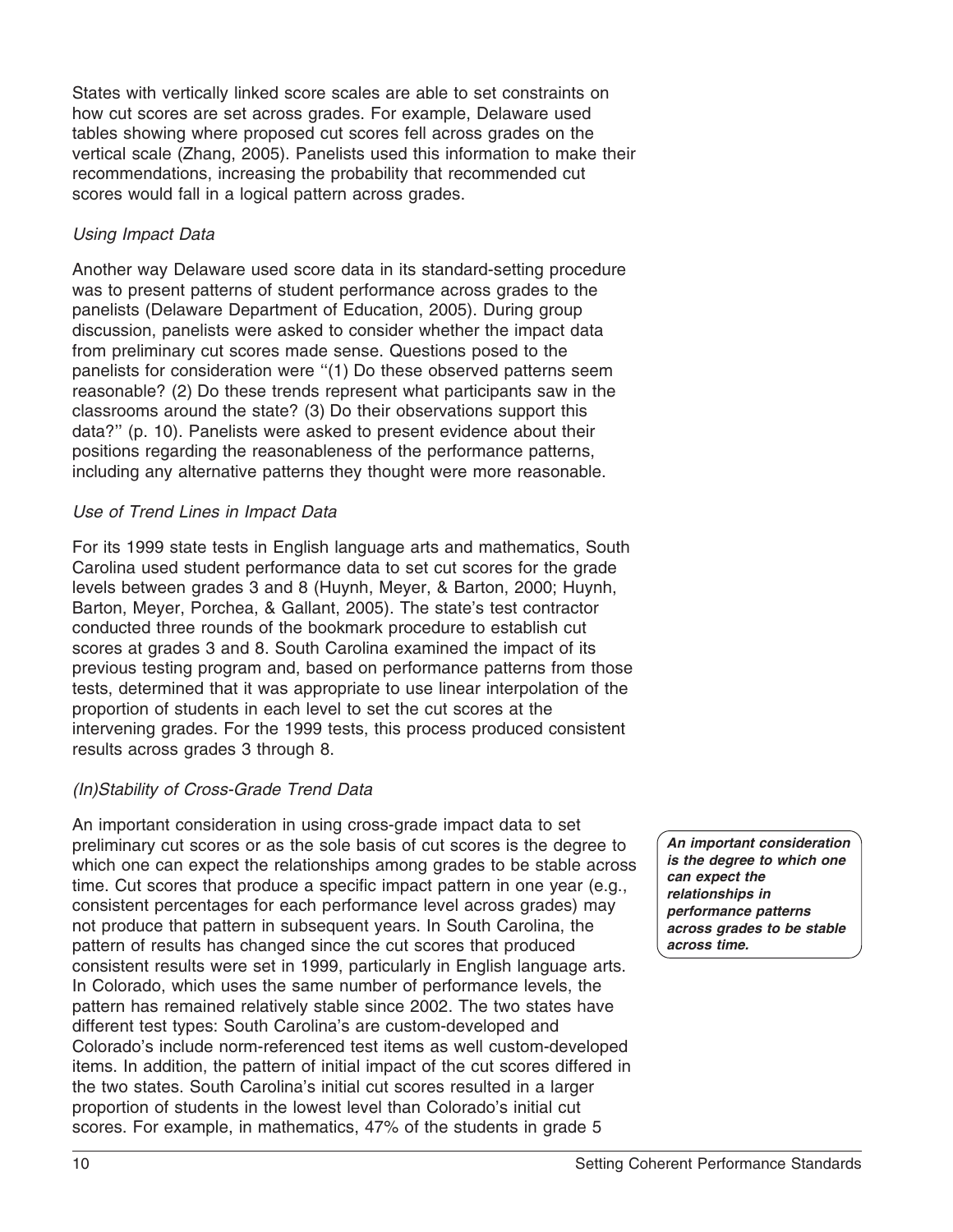States with vertically linked score scales are able to set constraints on how cut scores are set across grades. For example, Delaware used tables showing where proposed cut scores fell across grades on the vertical scale (Zhang, 2005). Panelists used this information to make their recommendations, increasing the probability that recommended cut scores would fall in a logical pattern across grades.

*Using Impact Data*

Another way Delaware used score data in its standard-setting procedure was to present patterns of student performance across grades to the panelists (Delaware Department of Education, 2005). During group discussion, panelists were asked to consider whether the impact data from preliminary cut scores made sense. Questions posed to the panelists for consideration were ''(1) Do these observed patterns seem reasonable? (2) Do these trends represent what participants saw in the classrooms around the state? (3) Do their observations support this data?'' (p. 10). Panelists were asked to present evidence about their positions regarding the reasonableness of the performance patterns, including any alternative patterns they thought were more reasonable.

*Use of Trend Lines in Impact Data*

For its 1999 state tests in English language arts and mathematics, South Carolina used student performance data to set cut scores for the grade levels between grades 3 and 8 (Huynh, Meyer, & Barton, 2000; Huynh, Barton, Meyer, Porchea, & Gallant, 2005). The state's test contractor conducted three rounds of the bookmark procedure to establish cut scores at grades 3 and 8. South Carolina examined the impact of its previous testing program and, based on performance patterns from those tests, determined that it was appropriate to use linear interpolation of the proportion of students in each level to set the cut scores at the intervening grades. For the 1999 tests, this process produced consistent results across grades 3 through 8.

*(In)Stability of Cross-Grade Trend Data*

***An important consideration is the degree to which one can expect the relationships in performance patterns across grades to be stable across time.***

An important consideration in using cross-grade impact data to set preliminary cut scores or as the sole basis of cut scores is the degree to which one can expect the relationships among grades to be stable across time. Cut scores that produce a specific impact pattern in one year (e.g., consistent percentages for each performance level across grades) may not produce that pattern in subsequent years. In South Carolina, the pattern of results has changed since the cut scores that produced consistent results were set in 1999, particularly in English language arts. In Colorado, which uses the same number of performance levels, the pattern has remained relatively stable since 2002. The two states have different test types: South Carolina's are custom-developed and Colorado's include norm-referenced test items as well custom-developed items. In addition, the pattern of initial impact of the cut scores differed in the two states. South Carolina's initial cut scores resulted in a larger proportion of students in the lowest level than Colorado's initial cut scores. For example, in mathematics, 47% of the students in grade 5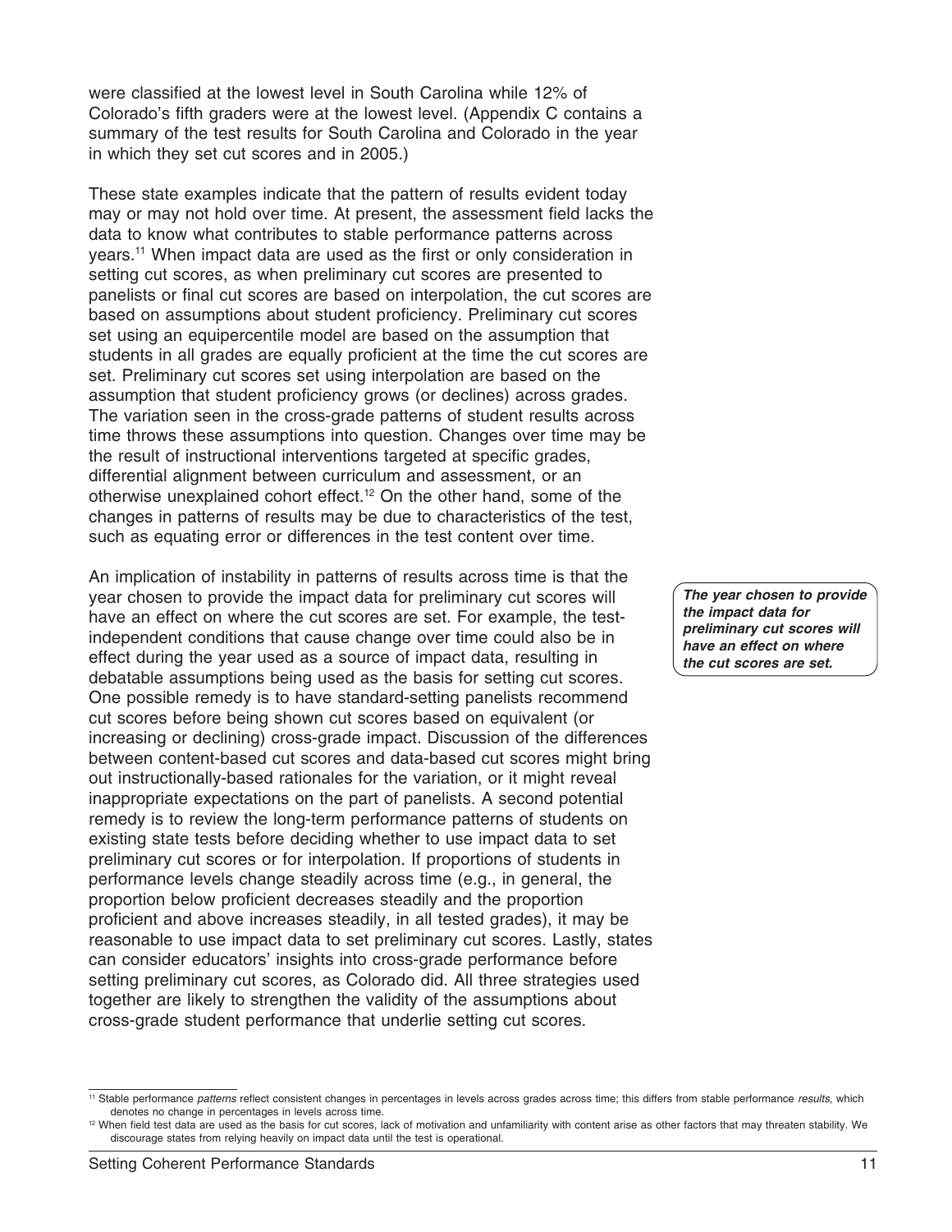were classified at the lowest level in South Carolina while 12% of Colorado's fifth graders were at the lowest level. (Appendix C contains a summary of the test results for South Carolina and Colorado in the year in which they set cut scores and in 2005.)

These state examples indicate that the pattern of results evident today may or may not hold over time. At present, the assessment field lacks the data to know what contributes to stable performance patterns across years.[11] When impact data are used as the first or only consideration in setting cut scores, as when preliminary cut scores are presented to panelists or final cut scores are based on interpolation, the cut scores are based on assumptions about student proficiency. Preliminary cut scores set using an equipercentile model are based on the assumption that students in all grades are equally proficient at the time the cut scores are set. Preliminary cut scores set using interpolation are based on the assumption that student proficiency grows (or declines) across grades. The variation seen in the cross-grade patterns of student results across time throws these assumptions into question. Changes over time may be the result of instructional interventions targeted at specific grades, differential alignment between curriculum and assessment, or an otherwise unexplained cohort effect.[12] On the other hand, some of the changes in patterns of results may be due to characteristics of the test, such as equating error or differences in the test content over time.

An implication of instability in patterns of results across time is that the year chosen to provide the impact data for preliminary cut scores will have an effect on where the cut scores are set. For example, the test-independent conditions that cause change over time could also be in effect during the year used as a source of impact data, resulting in debatable assumptions being used as the basis for setting cut scores. One possible remedy is to have standard-setting panelists recommend cut scores before being shown cut scores based on equivalent (or increasing or declining) cross-grade impact. Discussion of the differences between content-based cut scores and data-based cut scores might bring out instructionally-based rationales for the variation, or it might reveal inappropriate expectations on the part of panelists. A second potential remedy is to review the long-term performance patterns of students on existing state tests before deciding whether to use impact data to set preliminary cut scores or for interpolation. If proportions of students in performance levels change steadily across time (e.g., in general, the proportion below proficient decreases steadily and the proportion proficient and above increases steadily, in all tested grades), it may be reasonable to use impact data to set preliminary cut scores. Lastly, states can consider educators' insights into cross-grade performance before setting preliminary cut scores, as Colorado did. All three strategies used together are likely to strengthen the validity of the assumptions about cross-grade student performance that underlie setting cut scores.

***The year chosen to provide the impact data for preliminary cut scores will have an effect on where the cut scores are set.***

[11] Stable performance *patterns* reflect consistent changes in percentages in levels across grades across time; this differs from stable performance *results*, which denotes no change in percentages in levels across time.

[12] When field test data are used as the basis for cut scores, lack of motivation and unfamiliarity with content arise as other factors that may threaten stability. We discourage states from relying heavily on impact data until the test is operational.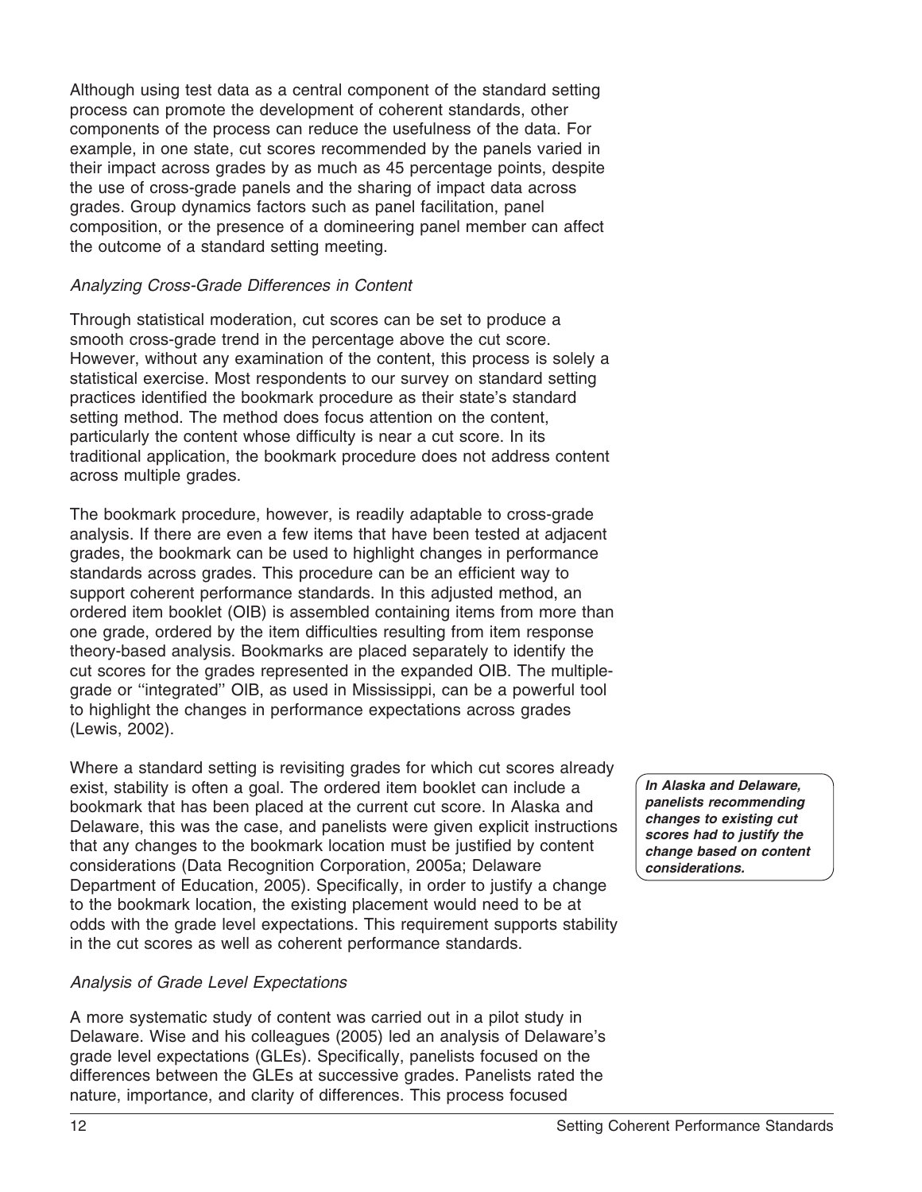Although using test data as a central component of the standard setting process can promote the development of coherent standards, other components of the process can reduce the usefulness of the data. For example, in one state, cut scores recommended by the panels varied in their impact across grades by as much as 45 percentage points, despite the use of cross-grade panels and the sharing of impact data across grades. Group dynamics factors such as panel facilitation, panel composition, or the presence of a domineering panel member can affect the outcome of a standard setting meeting.

*Analyzing Cross-Grade Differences in Content*

Through statistical moderation, cut scores can be set to produce a smooth cross-grade trend in the percentage above the cut score. However, without any examination of the content, this process is solely a statistical exercise. Most respondents to our survey on standard setting practices identified the bookmark procedure as their state's standard setting method. The method does focus attention on the content, particularly the content whose difficulty is near a cut score. In its traditional application, the bookmark procedure does not address content across multiple grades.

The bookmark procedure, however, is readily adaptable to cross-grade analysis. If there are even a few items that have been tested at adjacent grades, the bookmark can be used to highlight changes in performance standards across grades. This procedure can be an efficient way to support coherent performance standards. In this adjusted method, an ordered item booklet (OIB) is assembled containing items from more than one grade, ordered by the item difficulties resulting from item response theory-based analysis. Bookmarks are placed separately to identify the cut scores for the grades represented in the expanded OIB. The multiple-grade or "integrated" OIB, as used in Mississippi, can be a powerful tool to highlight the changes in performance expectations across grades (Lewis, 2002).

Where a standard setting is revisiting grades for which cut scores already exist, stability is often a goal. The ordered item booklet can include a bookmark that has been placed at the current cut score. In Alaska and Delaware, this was the case, and panelists were given explicit instructions that any changes to the bookmark location must be justified by content considerations (Data Recognition Corporation, 2005a; Delaware Department of Education, 2005). Specifically, in order to justify a change to the bookmark location, the existing placement would need to be at odds with the grade level expectations. This requirement supports stability in the cut scores as well as coherent performance standards.

***In Alaska and Delaware, panelists recommending changes to existing cut scores had to justify the change based on content considerations.***

*Analysis of Grade Level Expectations*

A more systematic study of content was carried out in a pilot study in Delaware. Wise and his colleagues (2005) led an analysis of Delaware's grade level expectations (GLEs). Specifically, panelists focused on the differences between the GLEs at successive grades. Panelists rated the nature, importance, and clarity of differences. This process focused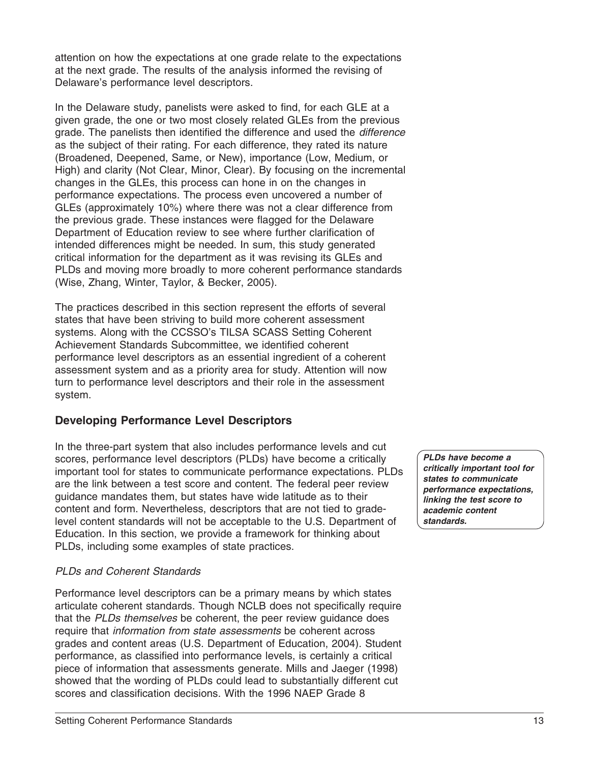attention on how the expectations at one grade relate to the expectations at the next grade. The results of the analysis informed the revising of Delaware's performance level descriptors.

In the Delaware study, panelists were asked to find, for each GLE at a given grade, the one or two most closely related GLEs from the previous grade. The panelists then identified the difference and used the *difference* as the subject of their rating. For each difference, they rated its nature (Broadened, Deepened, Same, or New), importance (Low, Medium, or High) and clarity (Not Clear, Minor, Clear). By focusing on the incremental changes in the GLEs, this process can hone in on the changes in performance expectations. The process even uncovered a number of GLEs (approximately 10%) where there was not a clear difference from the previous grade. These instances were flagged for the Delaware Department of Education review to see where further clarification of intended differences might be needed. In sum, this study generated critical information for the department as it was revising its GLEs and PLDs and moving more broadly to more coherent performance standards (Wise, Zhang, Winter, Taylor, & Becker, 2005).

The practices described in this section represent the efforts of several states that have been striving to build more coherent assessment systems. Along with the CCSSO's TILSA SCASS Setting Coherent Achievement Standards Subcommittee, we identified coherent performance level descriptors as an essential ingredient of a coherent assessment system and as a priority area for study. Attention will now turn to performance level descriptors and their role in the assessment system.

## Developing Performance Level Descriptors

In the three-part system that also includes performance levels and cut scores, performance level descriptors (PLDs) have become a critically important tool for states to communicate performance expectations. PLDs are the link between a test score and content. The federal peer review guidance mandates them, but states have wide latitude as to their content and form. Nevertheless, descriptors that are not tied to grade-level content standards will not be acceptable to the U.S. Department of Education. In this section, we provide a framework for thinking about PLDs, including some examples of state practices.

> ***PLDs have become a critically important tool for states to communicate performance expectations, linking the test score to academic content standards.***

### *PLDs and Coherent Standards*

Performance level descriptors can be a primary means by which states articulate coherent standards. Though NCLB does not specifically require that the *PLDs themselves* be coherent, the peer review guidance does require that *information from state assessments* be coherent across grades and content areas (U.S. Department of Education, 2004). Student performance, as classified into performance levels, is certainly a critical piece of information that assessments generate. Mills and Jaeger (1998) showed that the wording of PLDs could lead to substantially different cut scores and classification decisions. With the 1996 NAEP Grade 8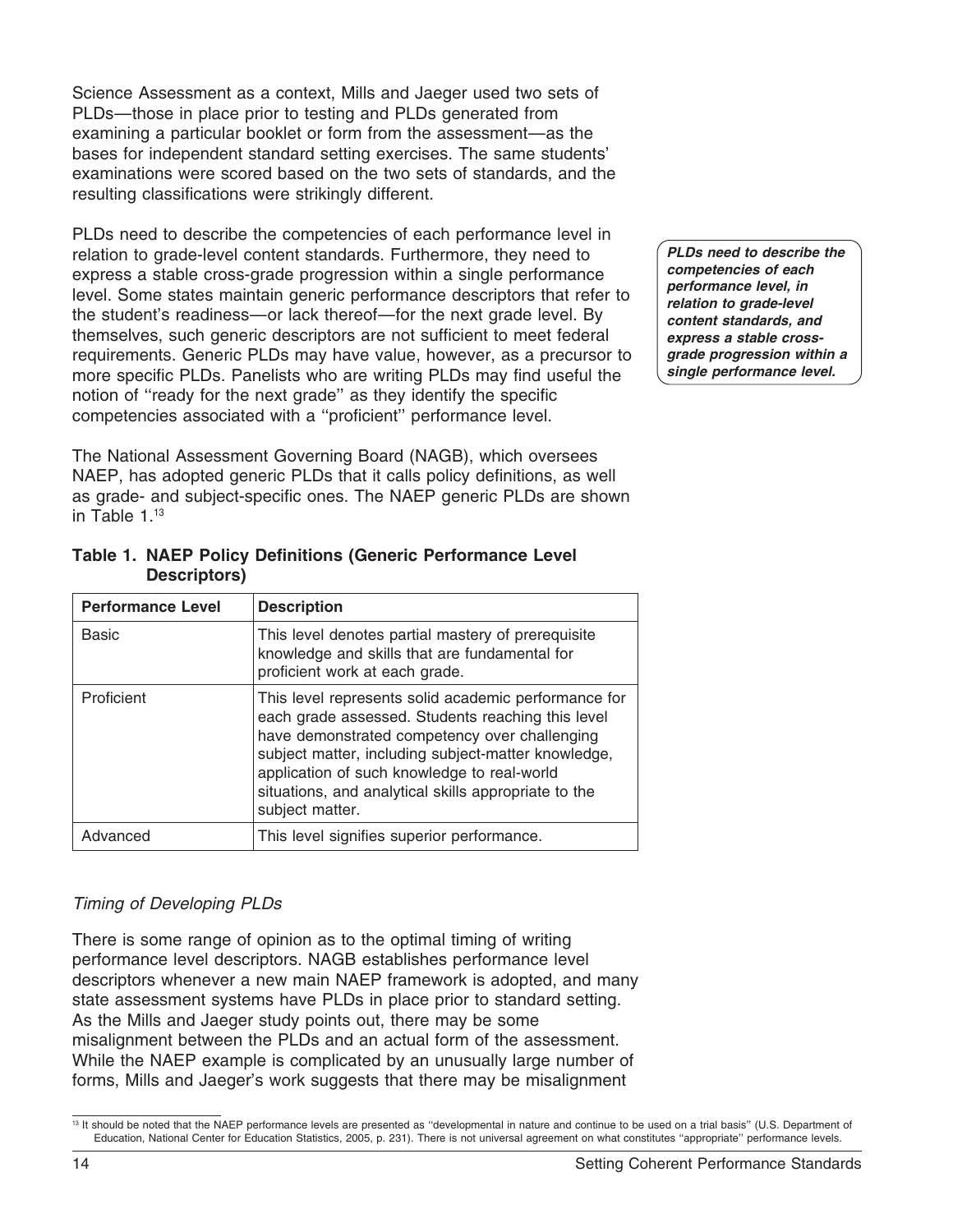Science Assessment as a context, Mills and Jaeger used two sets of PLDs—those in place prior to testing and PLDs generated from examining a particular booklet or form from the assessment—as the bases for independent standard setting exercises. The same students' examinations were scored based on the two sets of standards, and the resulting classifications were strikingly different.

PLDs need to describe the competencies of each performance level in relation to grade-level content standards. Furthermore, they need to express a stable cross-grade progression within a single performance level. Some states maintain generic performance descriptors that refer to the student's readiness—or lack thereof—for the next grade level. By themselves, such generic descriptors are not sufficient to meet federal requirements. Generic PLDs may have value, however, as a precursor to more specific PLDs. Panelists who are writing PLDs may find useful the notion of "ready for the next grade" as they identify the specific competencies associated with a "proficient" performance level.

***PLDs need to describe the competencies of each performance level, in relation to grade-level content standards, and express a stable cross-grade progression within a single performance level.***

The National Assessment Governing Board (NAGB), which oversees NAEP, has adopted generic PLDs that it calls policy definitions, as well as grade- and subject-specific ones. The NAEP generic PLDs are shown in Table 1.[13]

**Table 1. NAEP Policy Definitions (Generic Performance Level Descriptors)**

| Performance Level | Description |
|---|---|
| Basic | This level denotes partial mastery of prerequisite knowledge and skills that are fundamental for proficient work at each grade. |
| Proficient | This level represents solid academic performance for each grade assessed. Students reaching this level have demonstrated competency over challenging subject matter, including subject-matter knowledge, application of such knowledge to real-world situations, and analytical skills appropriate to the subject matter. |
| Advanced | This level signifies superior performance. |

*Timing of Developing PLDs*

There is some range of opinion as to the optimal timing of writing performance level descriptors. NAGB establishes performance level descriptors whenever a new main NAEP framework is adopted, and many state assessment systems have PLDs in place prior to standard setting. As the Mills and Jaeger study points out, there may be some misalignment between the PLDs and an actual form of the assessment. While the NAEP example is complicated by an unusually large number of forms, Mills and Jaeger's work suggests that there may be misalignment

[13] It should be noted that the NAEP performance levels are presented as "developmental in nature and continue to be used on a trial basis" (U.S. Department of Education, National Center for Education Statistics, 2005, p. 231). There is not universal agreement on what constitutes "appropriate" performance levels.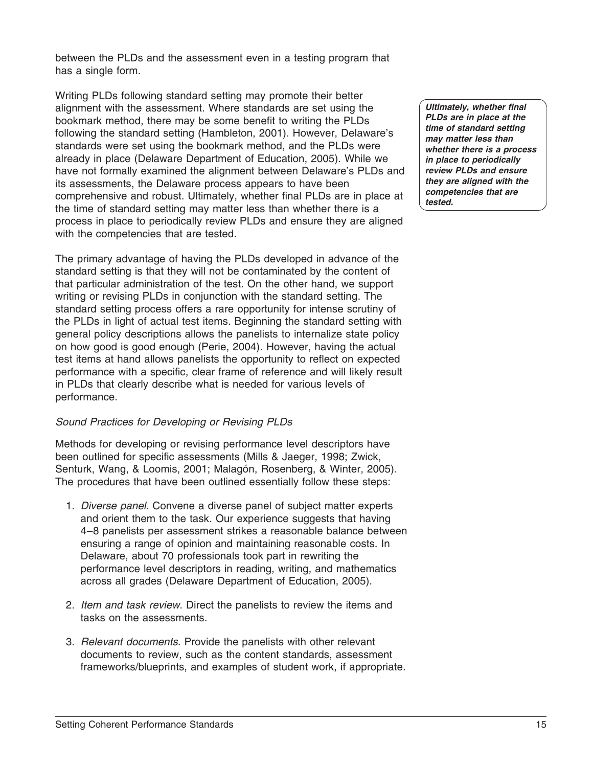between the PLDs and the assessment even in a testing program that has a single form.

Writing PLDs following standard setting may promote their better alignment with the assessment. Where standards are set using the bookmark method, there may be some benefit to writing the PLDs following the standard setting (Hambleton, 2001). However, Delaware's standards were set using the bookmark method, and the PLDs were already in place (Delaware Department of Education, 2005). While we have not formally examined the alignment between Delaware's PLDs and its assessments, the Delaware process appears to have been comprehensive and robust. Ultimately, whether final PLDs are in place at the time of standard setting may matter less than whether there is a process in place to periodically review PLDs and ensure they are aligned with the competencies that are tested.

> ***Ultimately, whether final PLDs are in place at the time of standard setting may matter less than whether there is a process in place to periodically review PLDs and ensure they are aligned with the competencies that are tested.***

The primary advantage of having the PLDs developed in advance of the standard setting is that they will not be contaminated by the content of that particular administration of the test. On the other hand, we support writing or revising PLDs in conjunction with the standard setting. The standard setting process offers a rare opportunity for intense scrutiny of the PLDs in light of actual test items. Beginning the standard setting with general policy descriptions allows the panelists to internalize state policy on how good is good enough (Perie, 2004). However, having the actual test items at hand allows panelists the opportunity to reflect on expected performance with a specific, clear frame of reference and will likely result in PLDs that clearly describe what is needed for various levels of performance.

*Sound Practices for Developing or Revising PLDs*

Methods for developing or revising performance level descriptors have been outlined for specific assessments (Mills & Jaeger, 1998; Zwick, Senturk, Wang, & Loomis, 2001; Malagón, Rosenberg, & Winter, 2005). The procedures that have been outlined essentially follow these steps:

1. *Diverse panel.* Convene a diverse panel of subject matter experts and orient them to the task. Our experience suggests that having 4–8 panelists per assessment strikes a reasonable balance between ensuring a range of opinion and maintaining reasonable costs. In Delaware, about 70 professionals took part in rewriting the performance level descriptors in reading, writing, and mathematics across all grades (Delaware Department of Education, 2005).

2. *Item and task review.* Direct the panelists to review the items and tasks on the assessments.

3. *Relevant documents.* Provide the panelists with other relevant documents to review, such as the content standards, assessment frameworks/blueprints, and examples of student work, if appropriate.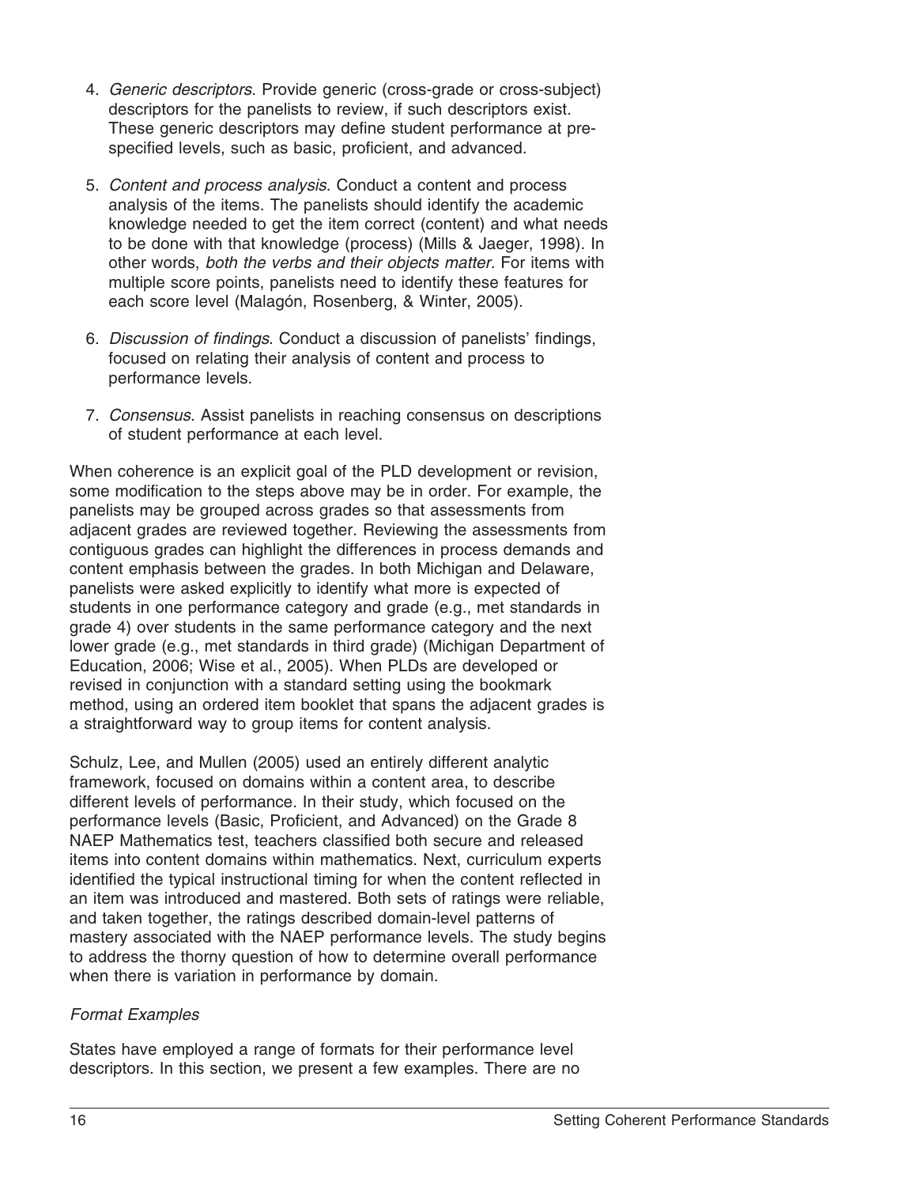4. *Generic descriptors*. Provide generic (cross-grade or cross-subject) descriptors for the panelists to review, if such descriptors exist. These generic descriptors may define student performance at pre-specified levels, such as basic, proficient, and advanced.

5. *Content and process analysis*. Conduct a content and process analysis of the items. The panelists should identify the academic knowledge needed to get the item correct (content) and what needs to be done with that knowledge (process) (Mills & Jaeger, 1998). In other words, *both the verbs and their objects matter.* For items with multiple score points, panelists need to identify these features for each score level (Malagón, Rosenberg, & Winter, 2005).

6. *Discussion of findings*. Conduct a discussion of panelists' findings, focused on relating their analysis of content and process to performance levels.

7. *Consensus*. Assist panelists in reaching consensus on descriptions of student performance at each level.

When coherence is an explicit goal of the PLD development or revision, some modification to the steps above may be in order. For example, the panelists may be grouped across grades so that assessments from adjacent grades are reviewed together. Reviewing the assessments from contiguous grades can highlight the differences in process demands and content emphasis between the grades. In both Michigan and Delaware, panelists were asked explicitly to identify what more is expected of students in one performance category and grade (e.g., met standards in grade 4) over students in the same performance category and the next lower grade (e.g., met standards in third grade) (Michigan Department of Education, 2006; Wise et al., 2005). When PLDs are developed or revised in conjunction with a standard setting using the bookmark method, using an ordered item booklet that spans the adjacent grades is a straightforward way to group items for content analysis.

Schulz, Lee, and Mullen (2005) used an entirely different analytic framework, focused on domains within a content area, to describe different levels of performance. In their study, which focused on the performance levels (Basic, Proficient, and Advanced) on the Grade 8 NAEP Mathematics test, teachers classified both secure and released items into content domains within mathematics. Next, curriculum experts identified the typical instructional timing for when the content reflected in an item was introduced and mastered. Both sets of ratings were reliable, and taken together, the ratings described domain-level patterns of mastery associated with the NAEP performance levels. The study begins to address the thorny question of how to determine overall performance when there is variation in performance by domain.

### *Format Examples*

States have employed a range of formats for their performance level descriptors. In this section, we present a few examples. There are no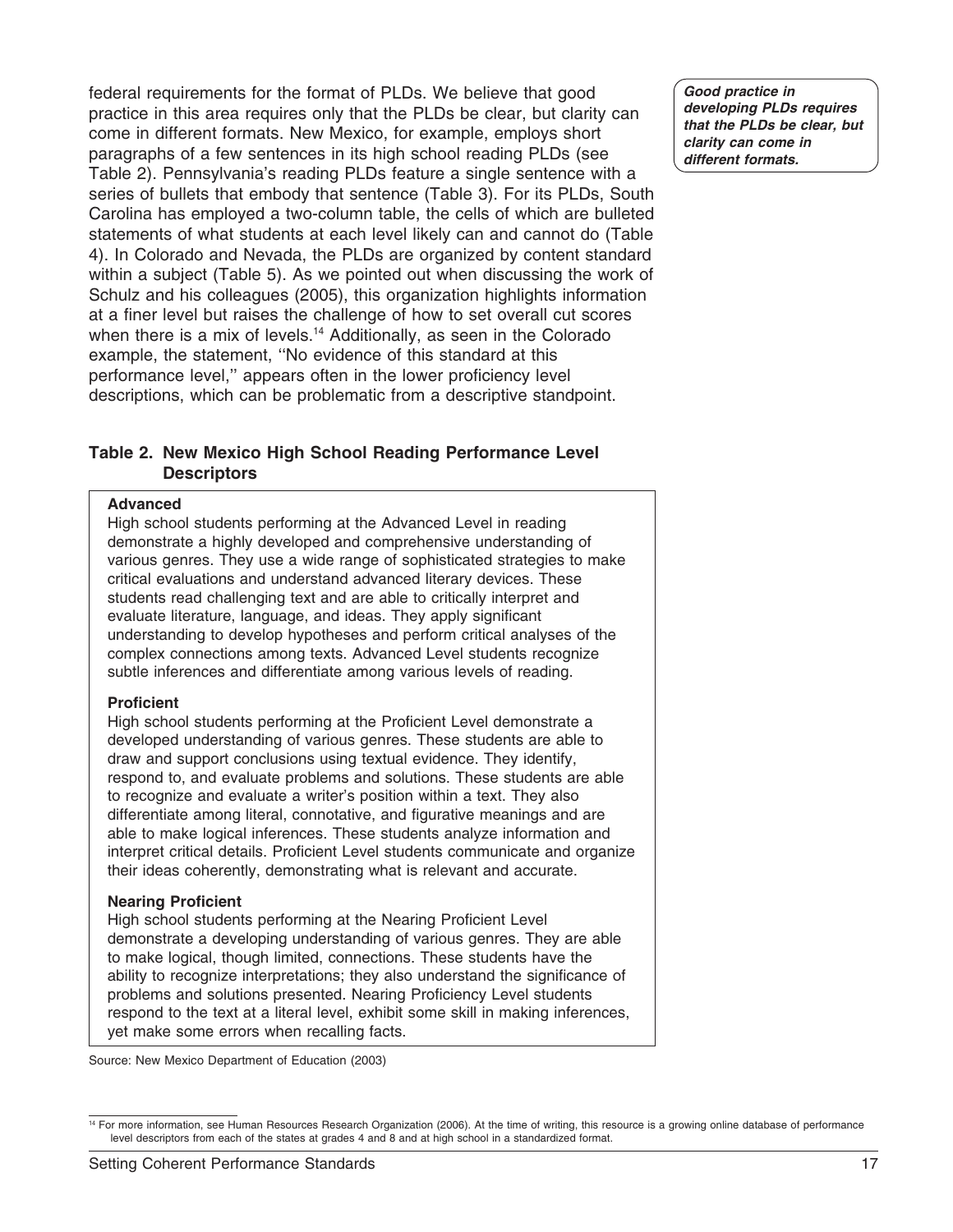federal requirements for the format of PLDs. We believe that good practice in this area requires only that the PLDs be clear, but clarity can come in different formats. New Mexico, for example, employs short paragraphs of a few sentences in its high school reading PLDs (see Table 2). Pennsylvania's reading PLDs feature a single sentence with a series of bullets that embody that sentence (Table 3). For its PLDs, South Carolina has employed a two-column table, the cells of which are bulleted statements of what students at each level likely can and cannot do (Table 4). In Colorado and Nevada, the PLDs are organized by content standard within a subject (Table 5). As we pointed out when discussing the work of Schulz and his colleagues (2005), this organization highlights information at a finer level but raises the challenge of how to set overall cut scores when there is a mix of levels.[14] Additionally, as seen in the Colorado example, the statement, ''No evidence of this standard at this performance level,'' appears often in the lower proficiency level descriptions, which can be problematic from a descriptive standpoint.

***Good practice in developing PLDs requires that the PLDs be clear, but clarity can come in different formats.***

### Table 2. New Mexico High School Reading Performance Level Descriptors

**Advanced**

High school students performing at the Advanced Level in reading demonstrate a highly developed and comprehensive understanding of various genres. They use a wide range of sophisticated strategies to make critical evaluations and understand advanced literary devices. These students read challenging text and are able to critically interpret and evaluate literature, language, and ideas. They apply significant understanding to develop hypotheses and perform critical analyses of the complex connections among texts. Advanced Level students recognize subtle inferences and differentiate among various levels of reading.

**Proficient**

High school students performing at the Proficient Level demonstrate a developed understanding of various genres. These students are able to draw and support conclusions using textual evidence. They identify, respond to, and evaluate problems and solutions. These students are able to recognize and evaluate a writer's position within a text. They also differentiate among literal, connotative, and figurative meanings and are able to make logical inferences. These students analyze information and interpret critical details. Proficient Level students communicate and organize their ideas coherently, demonstrating what is relevant and accurate.

**Nearing Proficient**

High school students performing at the Nearing Proficient Level demonstrate a developing understanding of various genres. They are able to make logical, though limited, connections. These students have the ability to recognize interpretations; they also understand the significance of problems and solutions presented. Nearing Proficiency Level students respond to the text at a literal level, exhibit some skill in making inferences, yet make some errors when recalling facts.

Source: New Mexico Department of Education (2003)

[14] For more information, see Human Resources Research Organization (2006). At the time of writing, this resource is a growing online database of performance level descriptors from each of the states at grades 4 and 8 and at high school in a standardized format.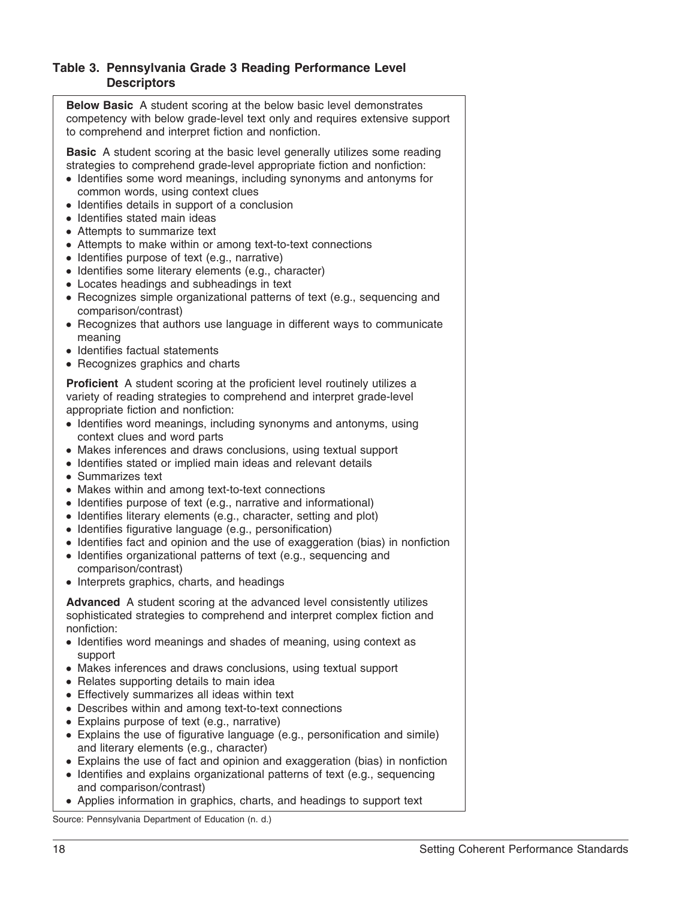**Table 3. Pennsylvania Grade 3 Reading Performance Level Descriptors**

**Below Basic** A student scoring at the below basic level demonstrates competency with below grade-level text only and requires extensive support to comprehend and interpret fiction and nonfiction.

**Basic** A student scoring at the basic level generally utilizes some reading strategies to comprehend grade-level appropriate fiction and nonfiction:

- Identifies some word meanings, including synonyms and antonyms for common words, using context clues
- Identifies details in support of a conclusion
- Identifies stated main ideas
- Attempts to summarize text
- Attempts to make within or among text-to-text connections
- Identifies purpose of text (e.g., narrative)
- Identifies some literary elements (e.g., character)
- Locates headings and subheadings in text
- Recognizes simple organizational patterns of text (e.g., sequencing and comparison/contrast)
- Recognizes that authors use language in different ways to communicate meaning
- Identifies factual statements
- Recognizes graphics and charts

**Proficient** A student scoring at the proficient level routinely utilizes a variety of reading strategies to comprehend and interpret grade-level appropriate fiction and nonfiction:

- Identifies word meanings, including synonyms and antonyms, using context clues and word parts
- Makes inferences and draws conclusions, using textual support
- Identifies stated or implied main ideas and relevant details
- Summarizes text
- Makes within and among text-to-text connections
- Identifies purpose of text (e.g., narrative and informational)
- Identifies literary elements (e.g., character, setting and plot)
- Identifies figurative language (e.g., personification)
- Identifies fact and opinion and the use of exaggeration (bias) in nonfiction
- Identifies organizational patterns of text (e.g., sequencing and comparison/contrast)
- Interprets graphics, charts, and headings

**Advanced** A student scoring at the advanced level consistently utilizes sophisticated strategies to comprehend and interpret complex fiction and nonfiction:

- Identifies word meanings and shades of meaning, using context as support
- Makes inferences and draws conclusions, using textual support
- Relates supporting details to main idea
- Effectively summarizes all ideas within text
- Describes within and among text-to-text connections
- Explains purpose of text (e.g., narrative)
- Explains the use of figurative language (e.g., personification and simile) and literary elements (e.g., character)
- Explains the use of fact and opinion and exaggeration (bias) in nonfiction
- Identifies and explains organizational patterns of text (e.g., sequencing and comparison/contrast)
- Applies information in graphics, charts, and headings to support text

Source: Pennsylvania Department of Education (n. d.)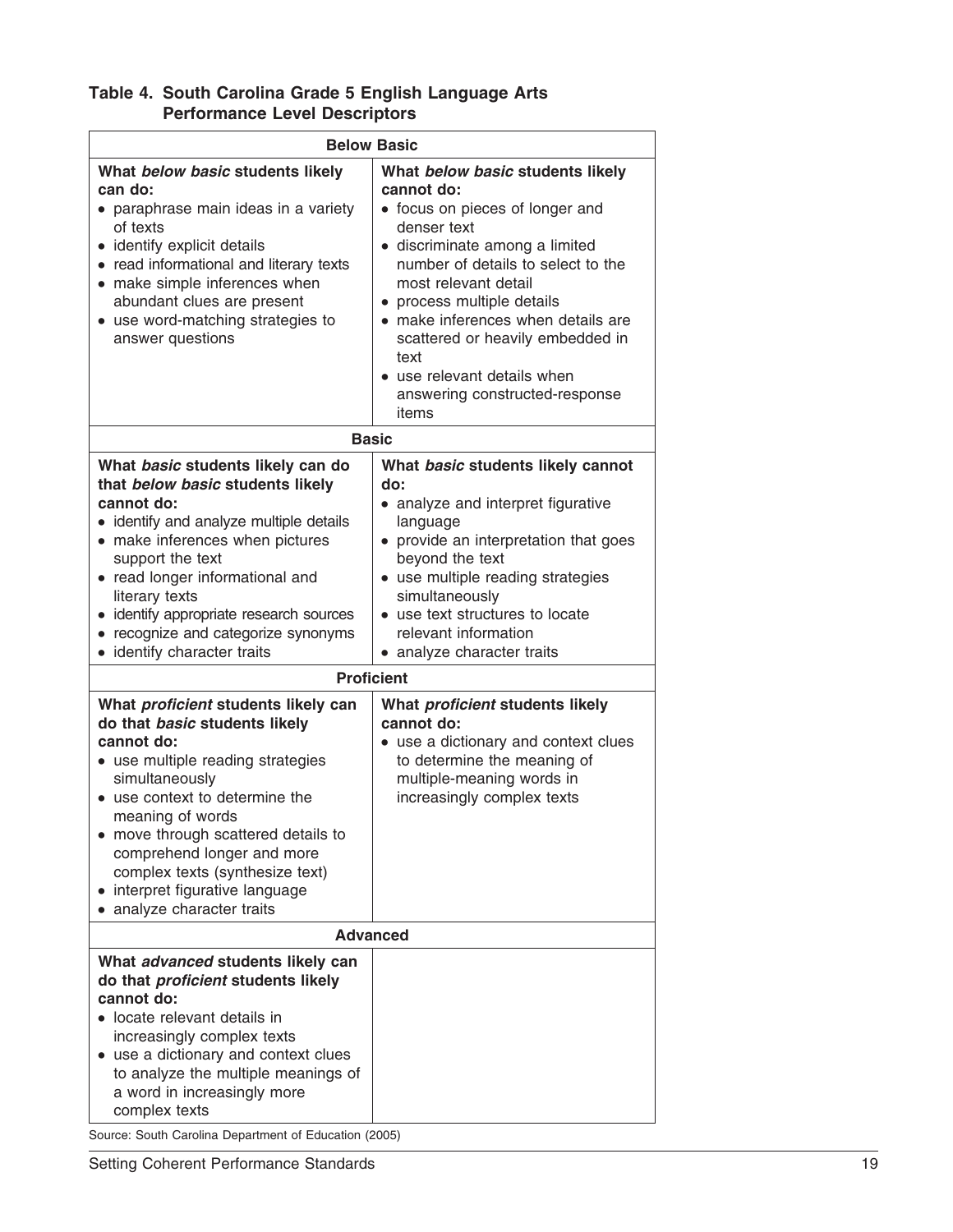**Table 4. South Carolina Grade 5 English Language Arts Performance Level Descriptors**

| Below Basic | |
|---|---|
| **What *below basic* students likely can do:**<br>• paraphrase main ideas in a variety of texts<br>• identify explicit details<br>• read informational and literary texts<br>• make simple inferences when abundant clues are present<br>• use word-matching strategies to answer questions | **What *below basic* students likely cannot do:**<br>• focus on pieces of longer and denser text<br>• discriminate among a limited number of details to select to the most relevant detail<br>• process multiple details<br>• make inferences when details are scattered or heavily embedded in text<br>• use relevant details when answering constructed-response items |
| **Basic** | |
| **What *basic* students likely can do that *below basic* students likely cannot do:**<br>• identify and analyze multiple details<br>• make inferences when pictures support the text<br>• read longer informational and literary texts<br>• identify appropriate research sources<br>• recognize and categorize synonyms<br>• identify character traits | **What *basic* students likely cannot do:**<br>• analyze and interpret figurative language<br>• provide an interpretation that goes beyond the text<br>• use multiple reading strategies simultaneously<br>• use text structures to locate relevant information<br>• analyze character traits |
| **Proficient** | |
| **What *proficient* students likely can do that *basic* students likely cannot do:**<br>• use multiple reading strategies simultaneously<br>• use context to determine the meaning of words<br>• move through scattered details to comprehend longer and more complex texts (synthesize text)<br>• interpret figurative language<br>• analyze character traits | **What *proficient* students likely cannot do:**<br>• use a dictionary and context clues to determine the meaning of multiple-meaning words in increasingly complex texts |
| **Advanced** | |
| **What *advanced* students likely can do that *proficient* students likely cannot do:**<br>• locate relevant details in increasingly complex texts<br>• use a dictionary and context clues to analyze the multiple meanings of a word in increasingly more complex texts | |

Source: South Carolina Department of Education (2005)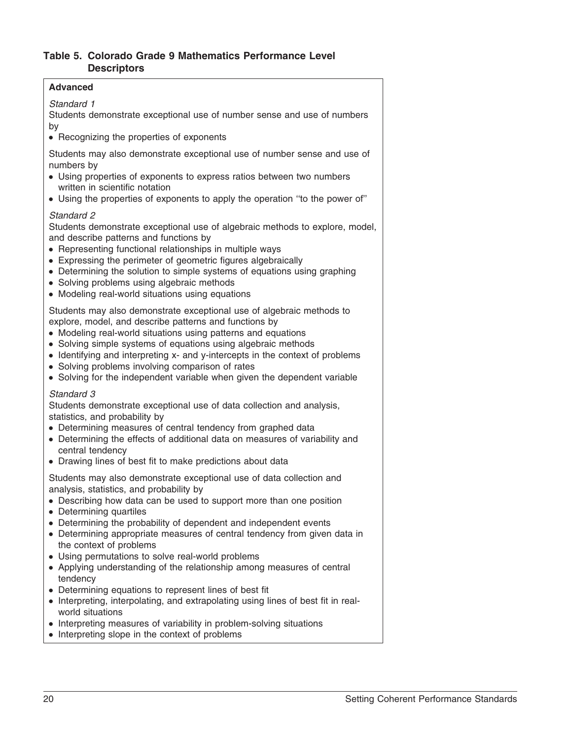### Table 5. Colorado Grade 9 Mathematics Performance Level Descriptors

**Advanced**

*Standard 1*

Students demonstrate exceptional use of number sense and use of numbers by

- Recognizing the properties of exponents

Students may also demonstrate exceptional use of number sense and use of numbers by

- Using properties of exponents to express ratios between two numbers written in scientific notation
- Using the properties of exponents to apply the operation "to the power of"

*Standard 2*

Students demonstrate exceptional use of algebraic methods to explore, model, and describe patterns and functions by

- Representing functional relationships in multiple ways
- Expressing the perimeter of geometric figures algebraically
- Determining the solution to simple systems of equations using graphing
- Solving problems using algebraic methods
- Modeling real-world situations using equations

Students may also demonstrate exceptional use of algebraic methods to explore, model, and describe patterns and functions by

- Modeling real-world situations using patterns and equations
- Solving simple systems of equations using algebraic methods
- Identifying and interpreting x- and y-intercepts in the context of problems
- Solving problems involving comparison of rates
- Solving for the independent variable when given the dependent variable

*Standard 3*

Students demonstrate exceptional use of data collection and analysis, statistics, and probability by

- Determining measures of central tendency from graphed data
- Determining the effects of additional data on measures of variability and central tendency
- Drawing lines of best fit to make predictions about data

Students may also demonstrate exceptional use of data collection and analysis, statistics, and probability by

- Describing how data can be used to support more than one position
- Determining quartiles
- Determining the probability of dependent and independent events
- Determining appropriate measures of central tendency from given data in the context of problems
- Using permutations to solve real-world problems
- Applying understanding of the relationship among measures of central tendency
- Determining equations to represent lines of best fit
- Interpreting, interpolating, and extrapolating using lines of best fit in real-world situations
- Interpreting measures of variability in problem-solving situations
- Interpreting slope in the context of problems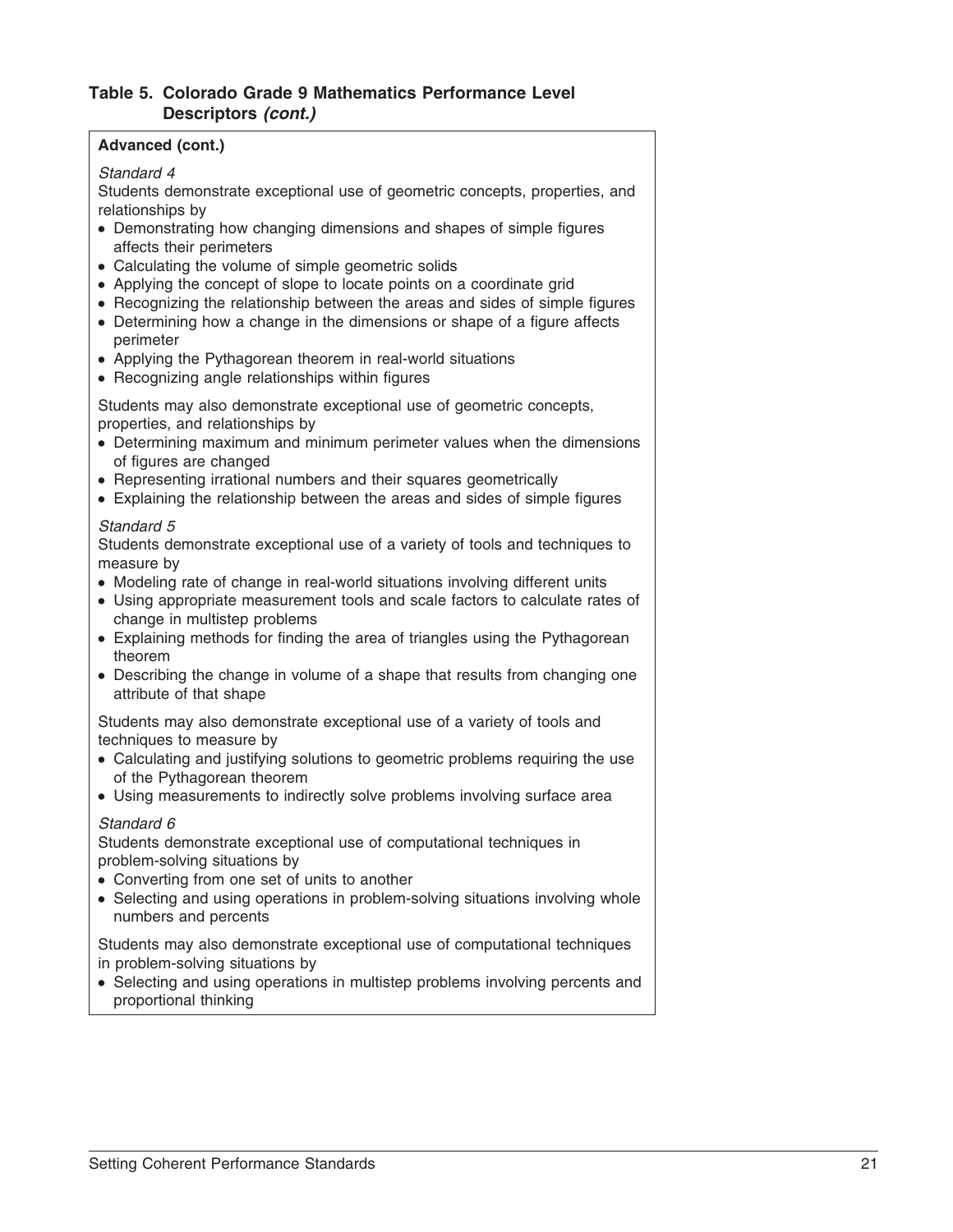**Table 5. Colorado Grade 9 Mathematics Performance Level Descriptors *(cont.)***

**Advanced (cont.)**

*Standard 4*

Students demonstrate exceptional use of geometric concepts, properties, and relationships by

- Demonstrating how changing dimensions and shapes of simple figures affects their perimeters
- Calculating the volume of simple geometric solids
- Applying the concept of slope to locate points on a coordinate grid
- Recognizing the relationship between the areas and sides of simple figures
- Determining how a change in the dimensions or shape of a figure affects perimeter
- Applying the Pythagorean theorem in real-world situations
- Recognizing angle relationships within figures

Students may also demonstrate exceptional use of geometric concepts, properties, and relationships by

- Determining maximum and minimum perimeter values when the dimensions of figures are changed
- Representing irrational numbers and their squares geometrically
- Explaining the relationship between the areas and sides of simple figures

*Standard 5*

Students demonstrate exceptional use of a variety of tools and techniques to measure by

- Modeling rate of change in real-world situations involving different units
- Using appropriate measurement tools and scale factors to calculate rates of change in multistep problems
- Explaining methods for finding the area of triangles using the Pythagorean theorem
- Describing the change in volume of a shape that results from changing one attribute of that shape

Students may also demonstrate exceptional use of a variety of tools and techniques to measure by

- Calculating and justifying solutions to geometric problems requiring the use of the Pythagorean theorem
- Using measurements to indirectly solve problems involving surface area

*Standard 6*

Students demonstrate exceptional use of computational techniques in problem-solving situations by

- Converting from one set of units to another
- Selecting and using operations in problem-solving situations involving whole numbers and percents

Students may also demonstrate exceptional use of computational techniques in problem-solving situations by

- Selecting and using operations in multistep problems involving percents and proportional thinking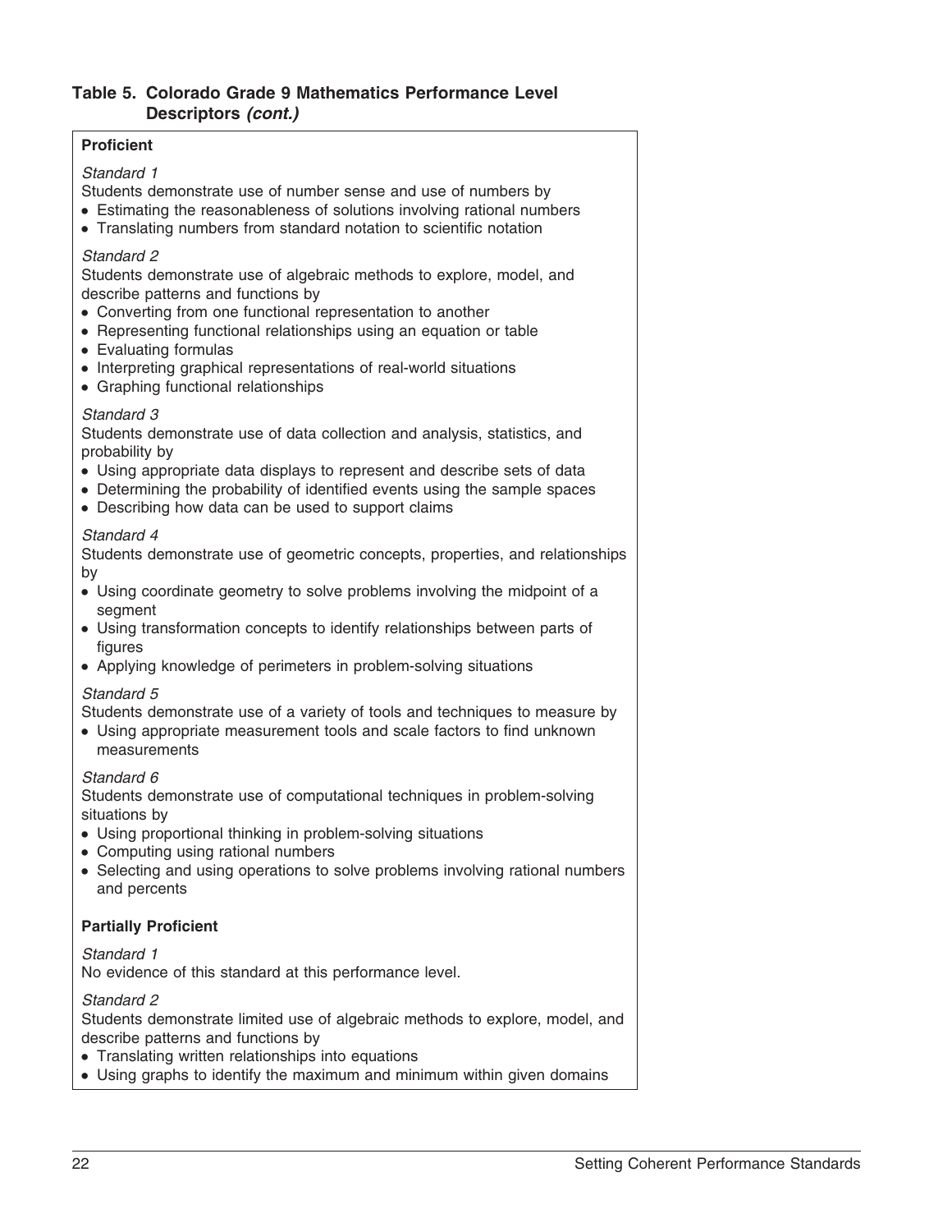**Table 5. Colorado Grade 9 Mathematics Performance Level Descriptors *(cont.)***

**Proficient**

*Standard 1*

Students demonstrate use of number sense and use of numbers by

- Estimating the reasonableness of solutions involving rational numbers
- Translating numbers from standard notation to scientific notation

*Standard 2*

Students demonstrate use of algebraic methods to explore, model, and describe patterns and functions by

- Converting from one functional representation to another
- Representing functional relationships using an equation or table
- Evaluating formulas
- Interpreting graphical representations of real-world situations
- Graphing functional relationships

*Standard 3*

Students demonstrate use of data collection and analysis, statistics, and probability by

- Using appropriate data displays to represent and describe sets of data
- Determining the probability of identified events using the sample spaces
- Describing how data can be used to support claims

*Standard 4*

Students demonstrate use of geometric concepts, properties, and relationships by

- Using coordinate geometry to solve problems involving the midpoint of a segment
- Using transformation concepts to identify relationships between parts of figures
- Applying knowledge of perimeters in problem-solving situations

*Standard 5*

Students demonstrate use of a variety of tools and techniques to measure by

- Using appropriate measurement tools and scale factors to find unknown measurements

*Standard 6*

Students demonstrate use of computational techniques in problem-solving situations by

- Using proportional thinking in problem-solving situations
- Computing using rational numbers
- Selecting and using operations to solve problems involving rational numbers and percents

**Partially Proficient**

*Standard 1*

No evidence of this standard at this performance level.

*Standard 2*

Students demonstrate limited use of algebraic methods to explore, model, and describe patterns and functions by

- Translating written relationships into equations
- Using graphs to identify the maximum and minimum within given domains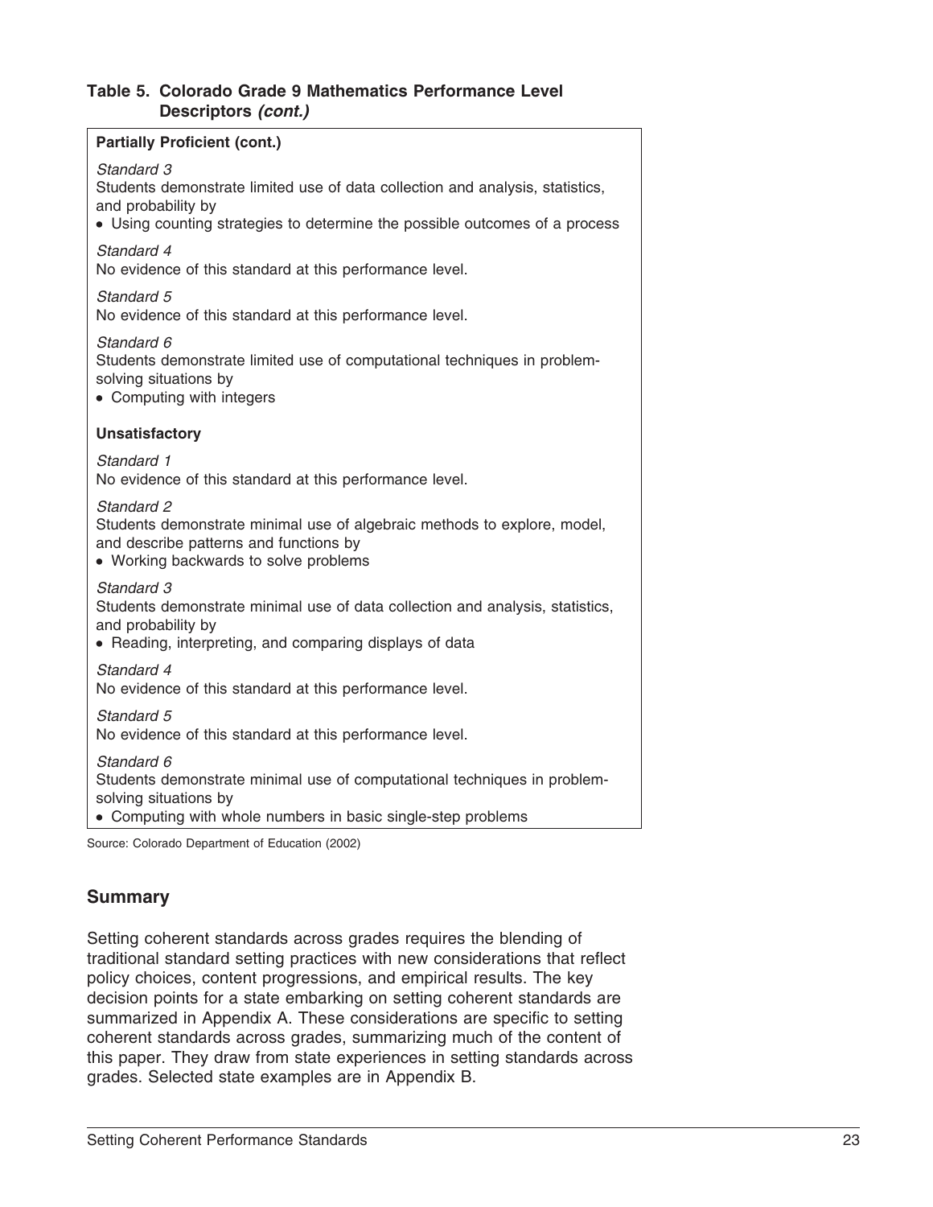**Table 5. Colorado Grade 9 Mathematics Performance Level Descriptors *(cont.)***

**Partially Proficient (cont.)**

*Standard 3*
Students demonstrate limited use of data collection and analysis, statistics, and probability by
- Using counting strategies to determine the possible outcomes of a process

*Standard 4*
No evidence of this standard at this performance level.

*Standard 5*
No evidence of this standard at this performance level.

*Standard 6*
Students demonstrate limited use of computational techniques in problem-solving situations by
- Computing with integers

**Unsatisfactory**

*Standard 1*
No evidence of this standard at this performance level.

*Standard 2*
Students demonstrate minimal use of algebraic methods to explore, model, and describe patterns and functions by
- Working backwards to solve problems

*Standard 3*
Students demonstrate minimal use of data collection and analysis, statistics, and probability by
- Reading, interpreting, and comparing displays of data

*Standard 4*
No evidence of this standard at this performance level.

*Standard 5*
No evidence of this standard at this performance level.

*Standard 6*
Students demonstrate minimal use of computational techniques in problem-solving situations by
- Computing with whole numbers in basic single-step problems

Source: Colorado Department of Education (2002)

## Summary

Setting coherent standards across grades requires the blending of traditional standard setting practices with new considerations that reflect policy choices, content progressions, and empirical results. The key decision points for a state embarking on setting coherent standards are summarized in Appendix A. These considerations are specific to setting coherent standards across grades, summarizing much of the content of this paper. They draw from state experiences in setting standards across grades. Selected state examples are in Appendix B.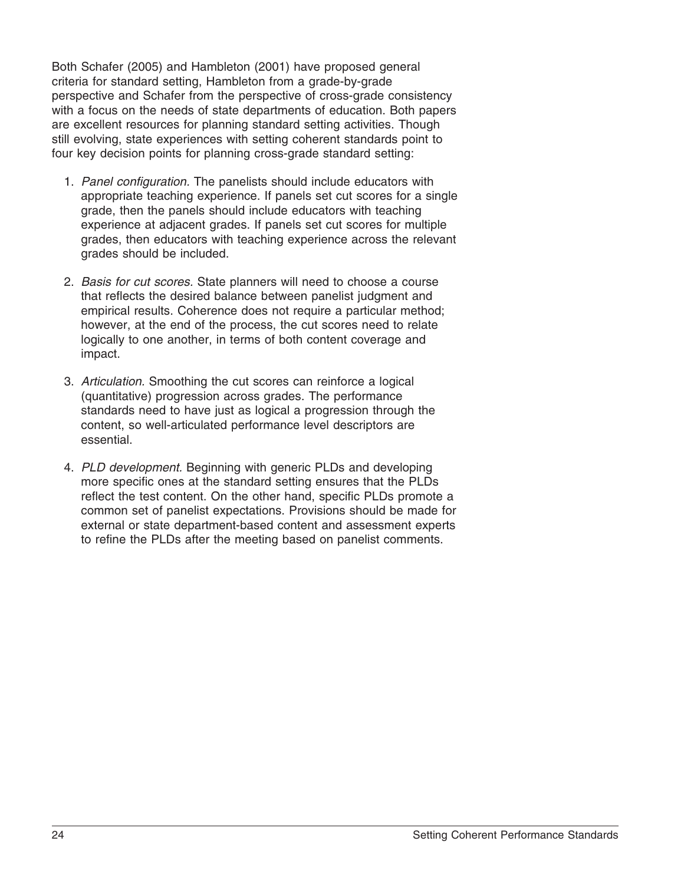Both Schafer (2005) and Hambleton (2001) have proposed general criteria for standard setting, Hambleton from a grade-by-grade perspective and Schafer from the perspective of cross-grade consistency with a focus on the needs of state departments of education. Both papers are excellent resources for planning standard setting activities. Though still evolving, state experiences with setting coherent standards point to four key decision points for planning cross-grade standard setting:

1. *Panel configuration.* The panelists should include educators with appropriate teaching experience. If panels set cut scores for a single grade, then the panels should include educators with teaching experience at adjacent grades. If panels set cut scores for multiple grades, then educators with teaching experience across the relevant grades should be included.

2. *Basis for cut scores.* State planners will need to choose a course that reflects the desired balance between panelist judgment and empirical results. Coherence does not require a particular method; however, at the end of the process, the cut scores need to relate logically to one another, in terms of both content coverage and impact.

3. *Articulation.* Smoothing the cut scores can reinforce a logical (quantitative) progression across grades. The performance standards need to have just as logical a progression through the content, so well-articulated performance level descriptors are essential.

4. *PLD development.* Beginning with generic PLDs and developing more specific ones at the standard setting ensures that the PLDs reflect the test content. On the other hand, specific PLDs promote a common set of panelist expectations. Provisions should be made for external or state department-based content and assessment experts to refine the PLDs after the meeting based on panelist comments.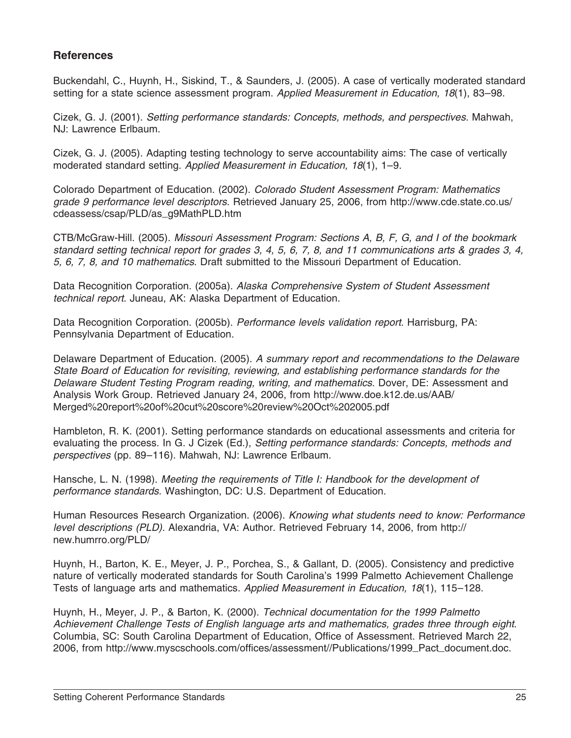## References

Buckendahl, C., Huynh, H., Siskind, T., & Saunders, J. (2005). A case of vertically moderated standard setting for a state science assessment program. *Applied Measurement in Education, 18*(1), 83–98.

Cizek, G. J. (2001). *Setting performance standards: Concepts, methods, and perspectives.* Mahwah, NJ: Lawrence Erlbaum.

Cizek, G. J. (2005). Adapting testing technology to serve accountability aims: The case of vertically moderated standard setting. *Applied Measurement in Education, 18*(1), 1–9.

Colorado Department of Education. (2002). *Colorado Student Assessment Program: Mathematics grade 9 performance level descriptors*. Retrieved January 25, 2006, from http://www.cde.state.co.us/cdeassess/csap/PLD/as_g9MathPLD.htm

CTB/McGraw-Hill. (2005). *Missouri Assessment Program: Sections A, B, F, G, and I of the bookmark standard setting technical report for grades 3, 4, 5, 6, 7, 8, and 11 communications arts & grades 3, 4, 5, 6, 7, 8, and 10 mathematics*. Draft submitted to the Missouri Department of Education.

Data Recognition Corporation. (2005a). *Alaska Comprehensive System of Student Assessment technical report*. Juneau, AK: Alaska Department of Education.

Data Recognition Corporation. (2005b). *Performance levels validation report*. Harrisburg, PA: Pennsylvania Department of Education.

Delaware Department of Education. (2005). *A summary report and recommendations to the Delaware State Board of Education for revisiting, reviewing, and establishing performance standards for the Delaware Student Testing Program reading, writing, and mathematics*. Dover, DE: Assessment and Analysis Work Group. Retrieved January 24, 2006, from http://www.doe.k12.de.us/AAB/Merged%20report%20of%20cut%20score%20review%20Oct%202005.pdf

Hambleton, R. K. (2001). Setting performance standards on educational assessments and criteria for evaluating the process. In G. J Cizek (Ed.), *Setting performance standards: Concepts, methods and perspectives* (pp. 89–116). Mahwah, NJ: Lawrence Erlbaum.

Hansche, L. N. (1998). *Meeting the requirements of Title I: Handbook for the development of performance standards.* Washington, DC: U.S. Department of Education.

Human Resources Research Organization. (2006). *Knowing what students need to know: Performance level descriptions (PLD).* Alexandria, VA: Author. Retrieved February 14, 2006, from http://new.humrro.org/PLD/

Huynh, H., Barton, K. E., Meyer, J. P., Porchea, S., & Gallant, D. (2005). Consistency and predictive nature of vertically moderated standards for South Carolina's 1999 Palmetto Achievement Challenge Tests of language arts and mathematics. *Applied Measurement in Education, 18*(1), 115–128.

Huynh, H., Meyer, J. P., & Barton, K. (2000). *Technical documentation for the 1999 Palmetto Achievement Challenge Tests of English language arts and mathematics, grades three through eight*. Columbia, SC: South Carolina Department of Education, Office of Assessment. Retrieved March 22, 2006, from http://www.myscschools.com/offices/assessment//Publications/1999_Pact_document.doc.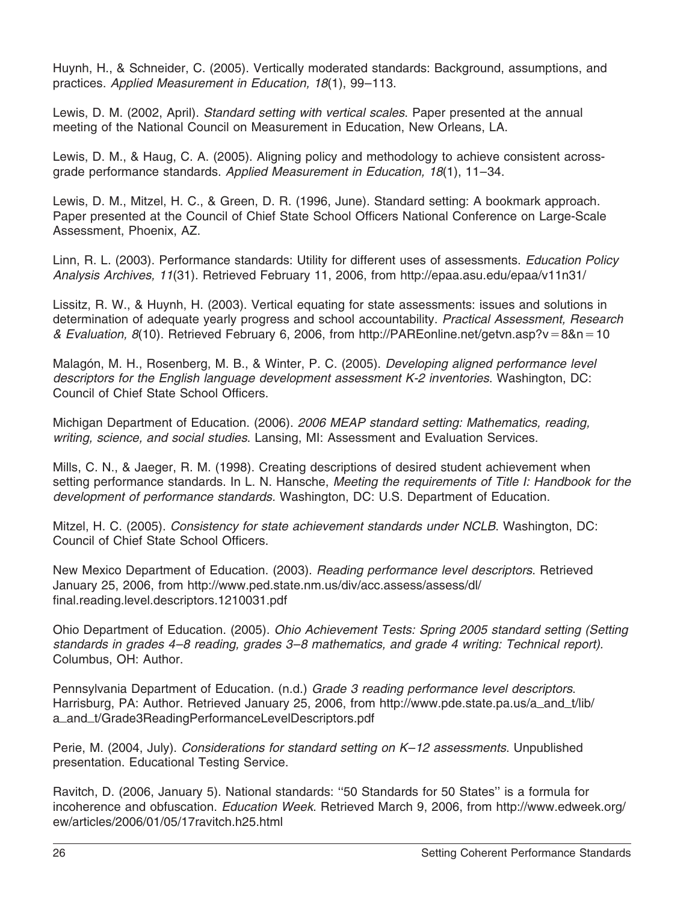Huynh, H., & Schneider, C. (2005). Vertically moderated standards: Background, assumptions, and practices. *Applied Measurement in Education, 18*(1), 99–113.

Lewis, D. M. (2002, April). *Standard setting with vertical scales*. Paper presented at the annual meeting of the National Council on Measurement in Education, New Orleans, LA.

Lewis, D. M., & Haug, C. A. (2005). Aligning policy and methodology to achieve consistent across-grade performance standards. *Applied Measurement in Education, 18*(1), 11–34.

Lewis, D. M., Mitzel, H. C., & Green, D. R. (1996, June). Standard setting: A bookmark approach. Paper presented at the Council of Chief State School Officers National Conference on Large-Scale Assessment, Phoenix, AZ.

Linn, R. L. (2003). Performance standards: Utility for different uses of assessments. *Education Policy Analysis Archives, 11*(31). Retrieved February 11, 2006, from http://epaa.asu.edu/epaa/v11n31/

Lissitz, R. W., & Huynh, H. (2003). Vertical equating for state assessments: issues and solutions in determination of adequate yearly progress and school accountability. *Practical Assessment, Research & Evaluation, 8*(10). Retrieved February 6, 2006, from http://PAREonline.net/getvn.asp?v=8&n=10

Malagón, M. H., Rosenberg, M. B., & Winter, P. C. (2005). *Developing aligned performance level descriptors for the English language development assessment K-2 inventories*. Washington, DC: Council of Chief State School Officers.

Michigan Department of Education. (2006). *2006 MEAP standard setting: Mathematics, reading, writing, science, and social studies*. Lansing, MI: Assessment and Evaluation Services.

Mills, C. N., & Jaeger, R. M. (1998). Creating descriptions of desired student achievement when setting performance standards. In L. N. Hansche, *Meeting the requirements of Title I: Handbook for the development of performance standards.* Washington, DC: U.S. Department of Education.

Mitzel, H. C. (2005). *Consistency for state achievement standards under NCLB*. Washington, DC: Council of Chief State School Officers.

New Mexico Department of Education. (2003). *Reading performance level descriptors*. Retrieved January 25, 2006, from http://www.ped.state.nm.us/div/acc.assess/assess/dl/final.reading.level.descriptors.1210031.pdf

Ohio Department of Education. (2005). *Ohio Achievement Tests: Spring 2005 standard setting (Setting standards in grades 4–8 reading, grades 3–8 mathematics, and grade 4 writing: Technical report).* Columbus, OH: Author.

Pennsylvania Department of Education. (n.d.) *Grade 3 reading performance level descriptors*. Harrisburg, PA: Author. Retrieved January 25, 2006, from http://www.pde.state.pa.us/a_and_t/lib/a_and_t/Grade3ReadingPerformanceLevelDescriptors.pdf

Perie, M. (2004, July). *Considerations for standard setting on K–12 assessments*. Unpublished presentation. Educational Testing Service.

Ravitch, D. (2006, January 5). National standards: "50 Standards for 50 States" is a formula for incoherence and obfuscation. *Education Week*. Retrieved March 9, 2006, from http://www.edweek.org/ew/articles/2006/01/05/17ravitch.h25.html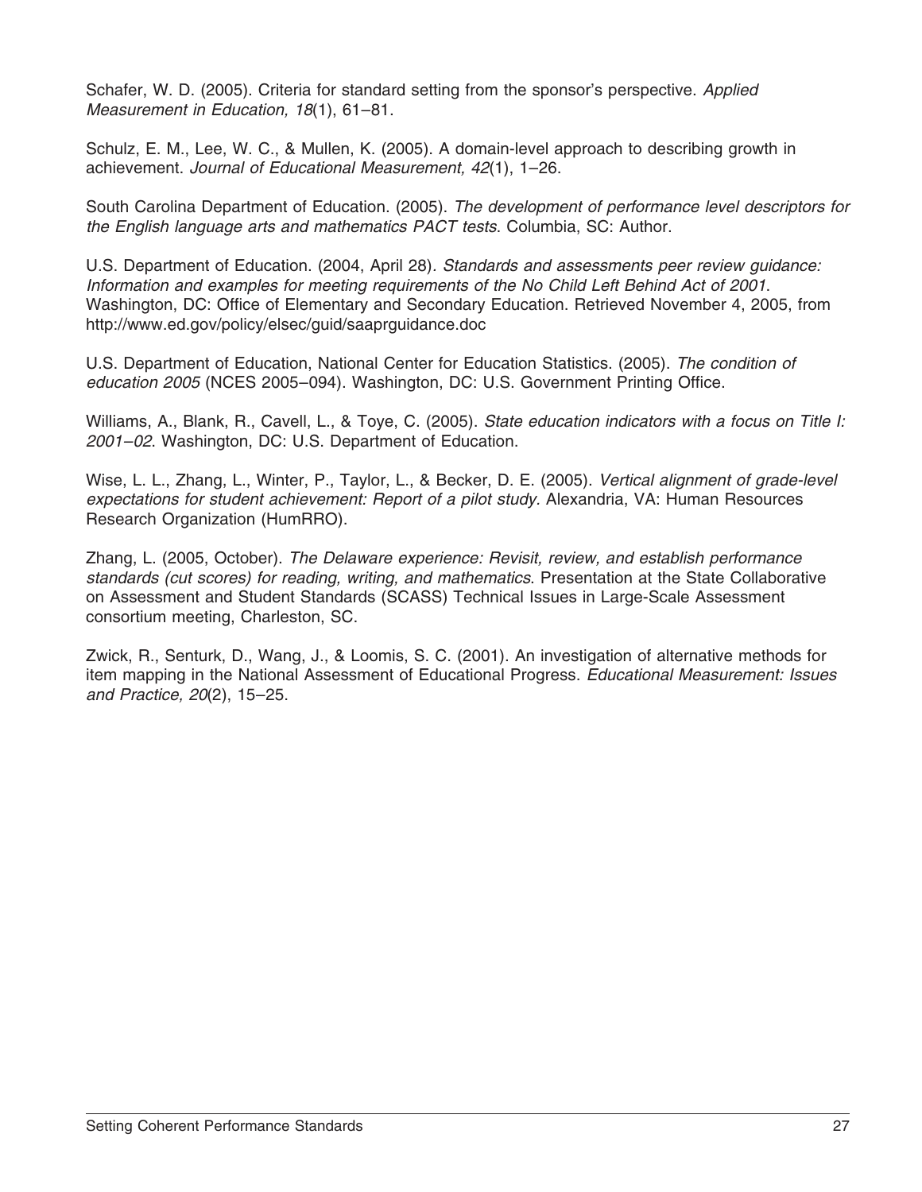Schafer, W. D. (2005). Criteria for standard setting from the sponsor's perspective. *Applied Measurement in Education, 18*(1), 61–81.

Schulz, E. M., Lee, W. C., & Mullen, K. (2005). A domain-level approach to describing growth in achievement. *Journal of Educational Measurement, 42*(1), 1–26.

South Carolina Department of Education. (2005). *The development of performance level descriptors for the English language arts and mathematics PACT tests*. Columbia, SC: Author.

U.S. Department of Education. (2004, April 28). *Standards and assessments peer review guidance: Information and examples for meeting requirements of the No Child Left Behind Act of 2001*. Washington, DC: Office of Elementary and Secondary Education. Retrieved November 4, 2005, from http://www.ed.gov/policy/elsec/guid/saaprguidance.doc

U.S. Department of Education, National Center for Education Statistics. (2005). *The condition of education 2005* (NCES 2005–094). Washington, DC: U.S. Government Printing Office.

Williams, A., Blank, R., Cavell, L., & Toye, C. (2005). *State education indicators with a focus on Title I: 2001–02*. Washington, DC: U.S. Department of Education.

Wise, L. L., Zhang, L., Winter, P., Taylor, L., & Becker, D. E. (2005). *Vertical alignment of grade-level expectations for student achievement: Report of a pilot study.* Alexandria, VA: Human Resources Research Organization (HumRRO).

Zhang, L. (2005, October). *The Delaware experience: Revisit, review, and establish performance standards (cut scores) for reading, writing, and mathematics*. Presentation at the State Collaborative on Assessment and Student Standards (SCASS) Technical Issues in Large-Scale Assessment consortium meeting, Charleston, SC.

Zwick, R., Senturk, D., Wang, J., & Loomis, S. C. (2001). An investigation of alternative methods for item mapping in the National Assessment of Educational Progress. *Educational Measurement: Issues and Practice, 20*(2), 15–25.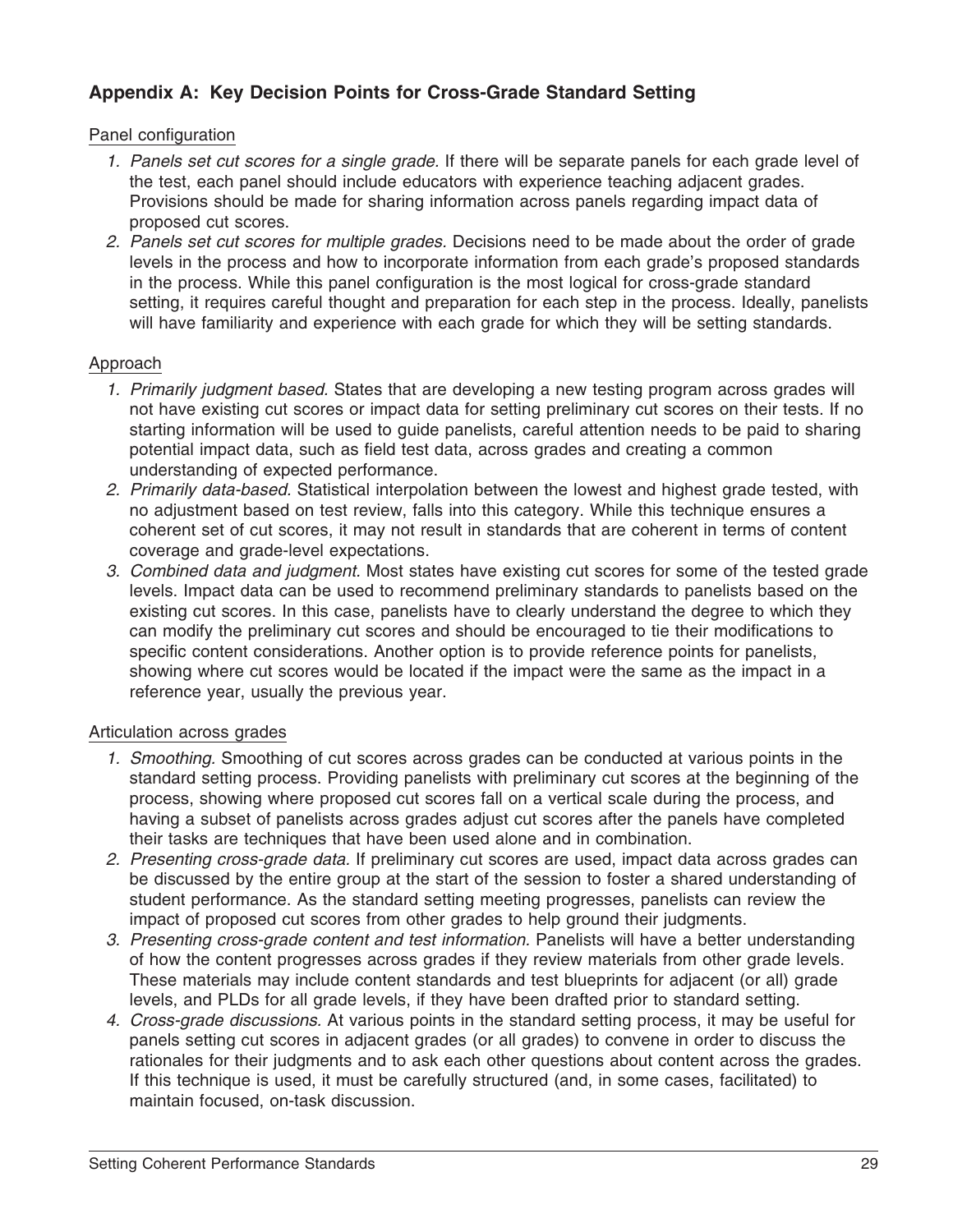## Appendix A: Key Decision Points for Cross-Grade Standard Setting

Panel configuration

1. *Panels set cut scores for a single grade.* If there will be separate panels for each grade level of the test, each panel should include educators with experience teaching adjacent grades. Provisions should be made for sharing information across panels regarding impact data of proposed cut scores.
2. *Panels set cut scores for multiple grades.* Decisions need to be made about the order of grade levels in the process and how to incorporate information from each grade's proposed standards in the process. While this panel configuration is the most logical for cross-grade standard setting, it requires careful thought and preparation for each step in the process. Ideally, panelists will have familiarity and experience with each grade for which they will be setting standards.

Approach

1. *Primarily judgment based.* States that are developing a new testing program across grades will not have existing cut scores or impact data for setting preliminary cut scores on their tests. If no starting information will be used to guide panelists, careful attention needs to be paid to sharing potential impact data, such as field test data, across grades and creating a common understanding of expected performance.
2. *Primarily data-based.* Statistical interpolation between the lowest and highest grade tested, with no adjustment based on test review, falls into this category. While this technique ensures a coherent set of cut scores, it may not result in standards that are coherent in terms of content coverage and grade-level expectations.
3. *Combined data and judgment.* Most states have existing cut scores for some of the tested grade levels. Impact data can be used to recommend preliminary standards to panelists based on the existing cut scores. In this case, panelists have to clearly understand the degree to which they can modify the preliminary cut scores and should be encouraged to tie their modifications to specific content considerations. Another option is to provide reference points for panelists, showing where cut scores would be located if the impact were the same as the impact in a reference year, usually the previous year.

Articulation across grades

1. *Smoothing.* Smoothing of cut scores across grades can be conducted at various points in the standard setting process. Providing panelists with preliminary cut scores at the beginning of the process, showing where proposed cut scores fall on a vertical scale during the process, and having a subset of panelists across grades adjust cut scores after the panels have completed their tasks are techniques that have been used alone and in combination.
2. *Presenting cross-grade data.* If preliminary cut scores are used, impact data across grades can be discussed by the entire group at the start of the session to foster a shared understanding of student performance. As the standard setting meeting progresses, panelists can review the impact of proposed cut scores from other grades to help ground their judgments.
3. *Presenting cross-grade content and test information.* Panelists will have a better understanding of how the content progresses across grades if they review materials from other grade levels. These materials may include content standards and test blueprints for adjacent (or all) grade levels, and PLDs for all grade levels, if they have been drafted prior to standard setting.
4. *Cross-grade discussions.* At various points in the standard setting process, it may be useful for panels setting cut scores in adjacent grades (or all grades) to convene in order to discuss the rationales for their judgments and to ask each other questions about content across the grades. If this technique is used, it must be carefully structured (and, in some cases, facilitated) to maintain focused, on-task discussion.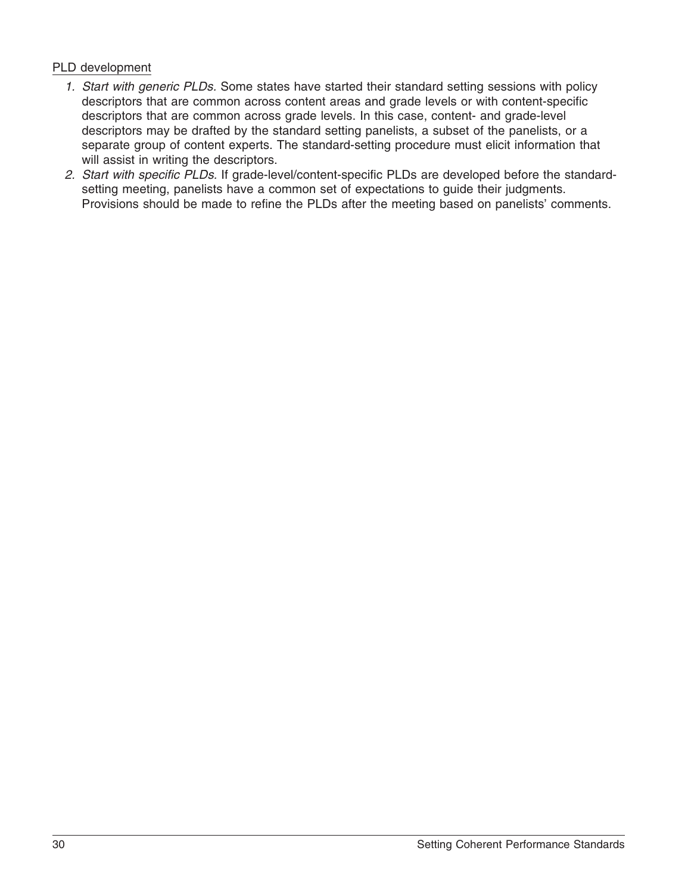PLD development

1. *Start with generic PLDs.* Some states have started their standard setting sessions with policy descriptors that are common across content areas and grade levels or with content-specific descriptors that are common across grade levels. In this case, content- and grade-level descriptors may be drafted by the standard setting panelists, a subset of the panelists, or a separate group of content experts. The standard-setting procedure must elicit information that will assist in writing the descriptors.
2. *Start with specific PLDs.* If grade-level/content-specific PLDs are developed before the standard-setting meeting, panelists have a common set of expectations to guide their judgments. Provisions should be made to refine the PLDs after the meeting based on panelists' comments.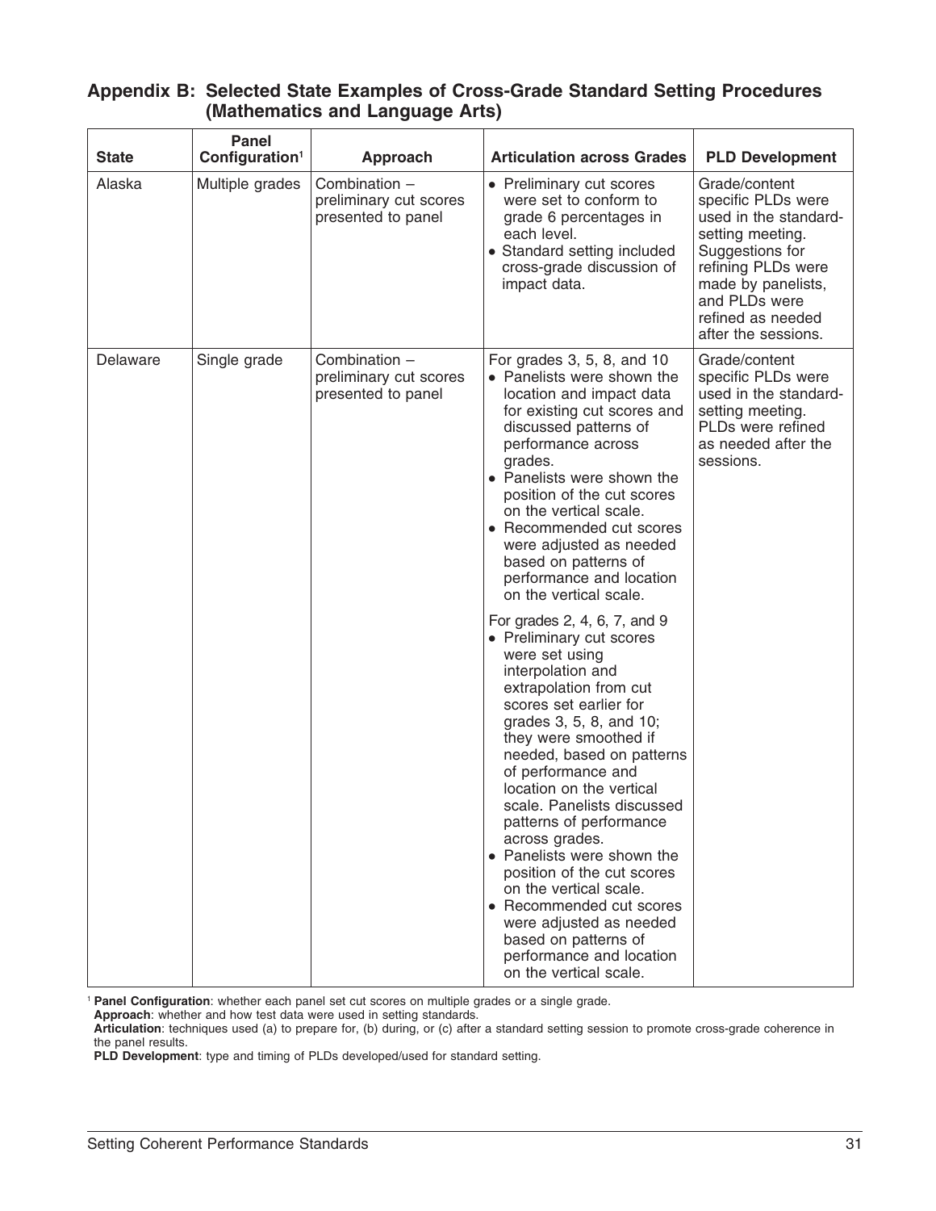## Appendix B: Selected State Examples of Cross-Grade Standard Setting Procedures (Mathematics and Language Arts)

| State | Panel Configuration[1] | Approach | Articulation across Grades | PLD Development |
|---|---|---|---|---|
| Alaska | Multiple grades | Combination – preliminary cut scores presented to panel | • Preliminary cut scores were set to conform to grade 6 percentages in each level.<br>• Standard setting included cross-grade discussion of impact data. | Grade/content specific PLDs were used in the standard-setting meeting. Suggestions for refining PLDs were made by panelists, and PLDs were refined as needed after the sessions. |
| Delaware | Single grade | Combination – preliminary cut scores presented to panel | For grades 3, 5, 8, and 10<br>• Panelists were shown the location and impact data for existing cut scores and discussed patterns of performance across grades.<br>• Panelists were shown the position of the cut scores on the vertical scale.<br>• Recommended cut scores were adjusted as needed based on patterns of performance and location on the vertical scale.<br><br>For grades 2, 4, 6, 7, and 9<br>• Preliminary cut scores were set using interpolation and extrapolation from cut scores set earlier for grades 3, 5, 8, and 10; they were smoothed if needed, based on patterns of performance and location on the vertical scale. Panelists discussed patterns of performance across grades.<br>• Panelists were shown the position of the cut scores on the vertical scale.<br>• Recommended cut scores were adjusted as needed based on patterns of performance and location on the vertical scale. | Grade/content specific PLDs were used in the standard-setting meeting. PLDs were refined as needed after the sessions. |

[1] **Panel Configuration**: whether each panel set cut scores on multiple grades or a single grade.
**Approach**: whether and how test data were used in setting standards.
**Articulation**: techniques used (a) to prepare for, (b) during, or (c) after a standard setting session to promote cross-grade coherence in the panel results.
**PLD Development**: type and timing of PLDs developed/used for standard setting.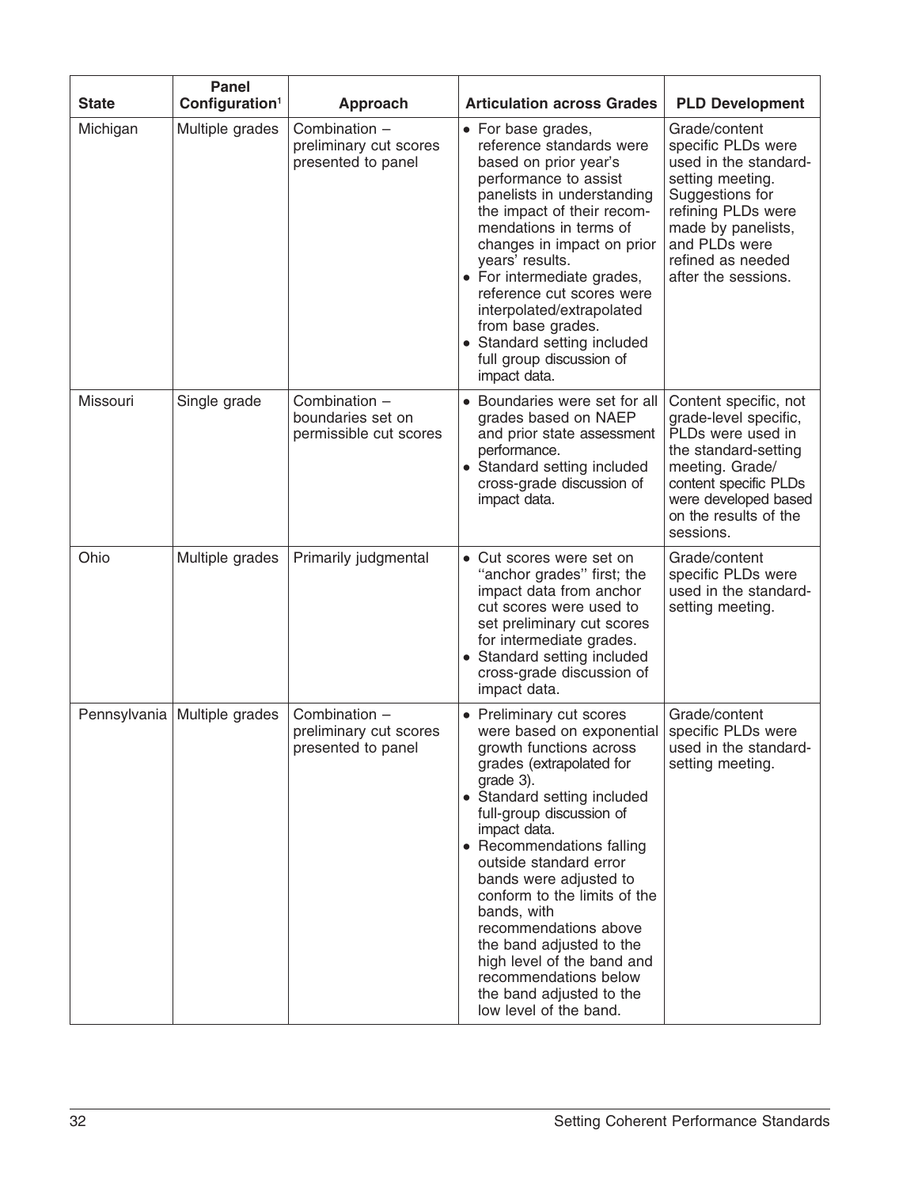| State | Panel Configuration[1] | Approach | Articulation across Grades | PLD Development |
|---|---|---|---|---|
| Michigan | Multiple grades | Combination – preliminary cut scores presented to panel | • For base grades, reference standards were based on prior year's performance to assist panelists in understanding the impact of their recommendations in terms of changes in impact on prior years' results.<br>• For intermediate grades, reference cut scores were interpolated/extrapolated from base grades.<br>• Standard setting included full group discussion of impact data. | Grade/content specific PLDs were used in the standard-setting meeting. Suggestions for refining PLDs were made by panelists, and PLDs were refined as needed after the sessions. |
| Missouri | Single grade | Combination – boundaries set on permissible cut scores | • Boundaries were set for all grades based on NAEP and prior state assessment performance.<br>• Standard setting included cross-grade discussion of impact data. | Content specific, not grade-level specific, PLDs were used in the standard-setting meeting. Grade/content specific PLDs were developed based on the results of the sessions. |
| Ohio | Multiple grades | Primarily judgmental | • Cut scores were set on "anchor grades" first; the impact data from anchor cut scores were used to set preliminary cut scores for intermediate grades.<br>• Standard setting included cross-grade discussion of impact data. | Grade/content specific PLDs were used in the standard-setting meeting. |
| Pennsylvania | Multiple grades | Combination – preliminary cut scores presented to panel | • Preliminary cut scores were based on exponential growth functions across grades (extrapolated for grade 3).<br>• Standard setting included full-group discussion of impact data.<br>• Recommendations falling outside standard error bands were adjusted to conform to the limits of the bands, with recommendations above the band adjusted to the high level of the band and recommendations below the band adjusted to the low level of the band. | Grade/content specific PLDs were used in the standard-setting meeting. |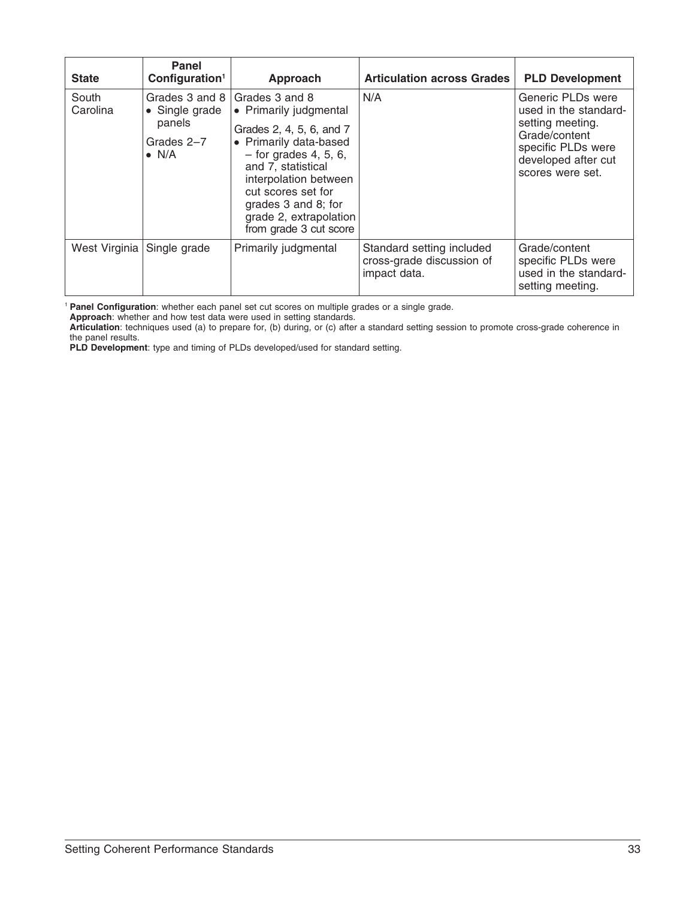| State | Panel Configuration[1] | Approach | Articulation across Grades | PLD Development |
|---|---|---|---|---|
| South Carolina | Grades 3 and 8<br>• Single grade panels<br>Grades 2–7<br>• N/A | Grades 3 and 8<br>• Primarily judgmental<br>Grades 2, 4, 5, 6, and 7<br>• Primarily data-based – for grades 4, 5, 6, and 7, statistical interpolation between cut scores set for grades 3 and 8; for grade 2, extrapolation from grade 3 cut score | N/A | Generic PLDs were used in the standard-setting meeting. Grade/content specific PLDs were developed after cut scores were set. |
| West Virginia | Single grade | Primarily judgmental | Standard setting included cross-grade discussion of impact data. | Grade/content specific PLDs were used in the standard-setting meeting. |

[1] **Panel Configuration**: whether each panel set cut scores on multiple grades or a single grade.
**Approach**: whether and how test data were used in setting standards.
**Articulation**: techniques used (a) to prepare for, (b) during, or (c) after a standard setting session to promote cross-grade coherence in the panel results.
**PLD Development**: type and timing of PLDs developed/used for standard setting.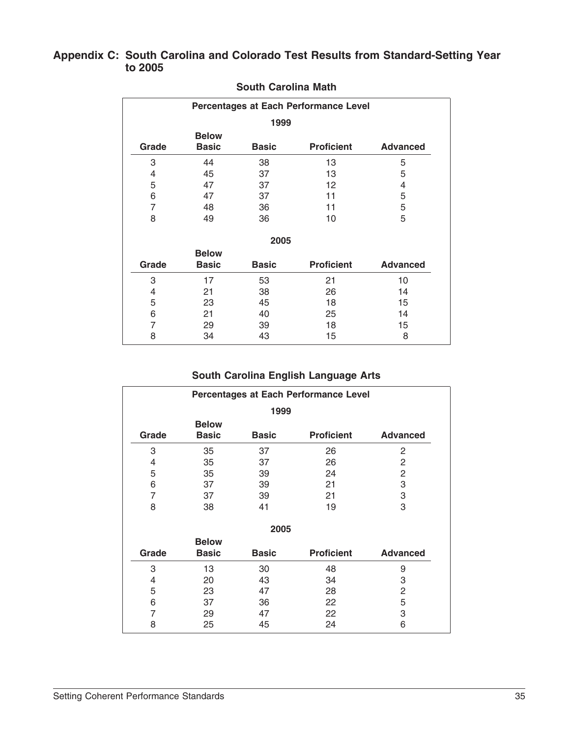## Appendix C: South Carolina and Colorado Test Results from Standard-Setting Year to 2005

### South Carolina Math

**Percentages at Each Performance Level**

**1999**

| Grade | Below Basic | Basic | Proficient | Advanced |
|---|---|---|---|---|
| 3 | 44 | 38 | 13 | 5 |
| 4 | 45 | 37 | 13 | 5 |
| 5 | 47 | 37 | 12 | 4 |
| 6 | 47 | 37 | 11 | 5 |
| 7 | 48 | 36 | 11 | 5 |
| 8 | 49 | 36 | 10 | 5 |

**2005**

| Grade | Below Basic | Basic | Proficient | Advanced |
|---|---|---|---|---|
| 3 | 17 | 53 | 21 | 10 |
| 4 | 21 | 38 | 26 | 14 |
| 5 | 23 | 45 | 18 | 15 |
| 6 | 21 | 40 | 25 | 14 |
| 7 | 29 | 39 | 18 | 15 |
| 8 | 34 | 43 | 15 | 8 |

### South Carolina English Language Arts

**Percentages at Each Performance Level**

**1999**

| Grade | Below Basic | Basic | Proficient | Advanced |
|---|---|---|---|---|
| 3 | 35 | 37 | 26 | 2 |
| 4 | 35 | 37 | 26 | 2 |
| 5 | 35 | 39 | 24 | 2 |
| 6 | 37 | 39 | 21 | 3 |
| 7 | 37 | 39 | 21 | 3 |
| 8 | 38 | 41 | 19 | 3 |

**2005**

| Grade | Below Basic | Basic | Proficient | Advanced |
|---|---|---|---|---|
| 3 | 13 | 30 | 48 | 9 |
| 4 | 20 | 43 | 34 | 3 |
| 5 | 23 | 47 | 28 | 2 |
| 6 | 37 | 36 | 22 | 5 |
| 7 | 29 | 47 | 22 | 3 |
| 8 | 25 | 45 | 24 | 6 |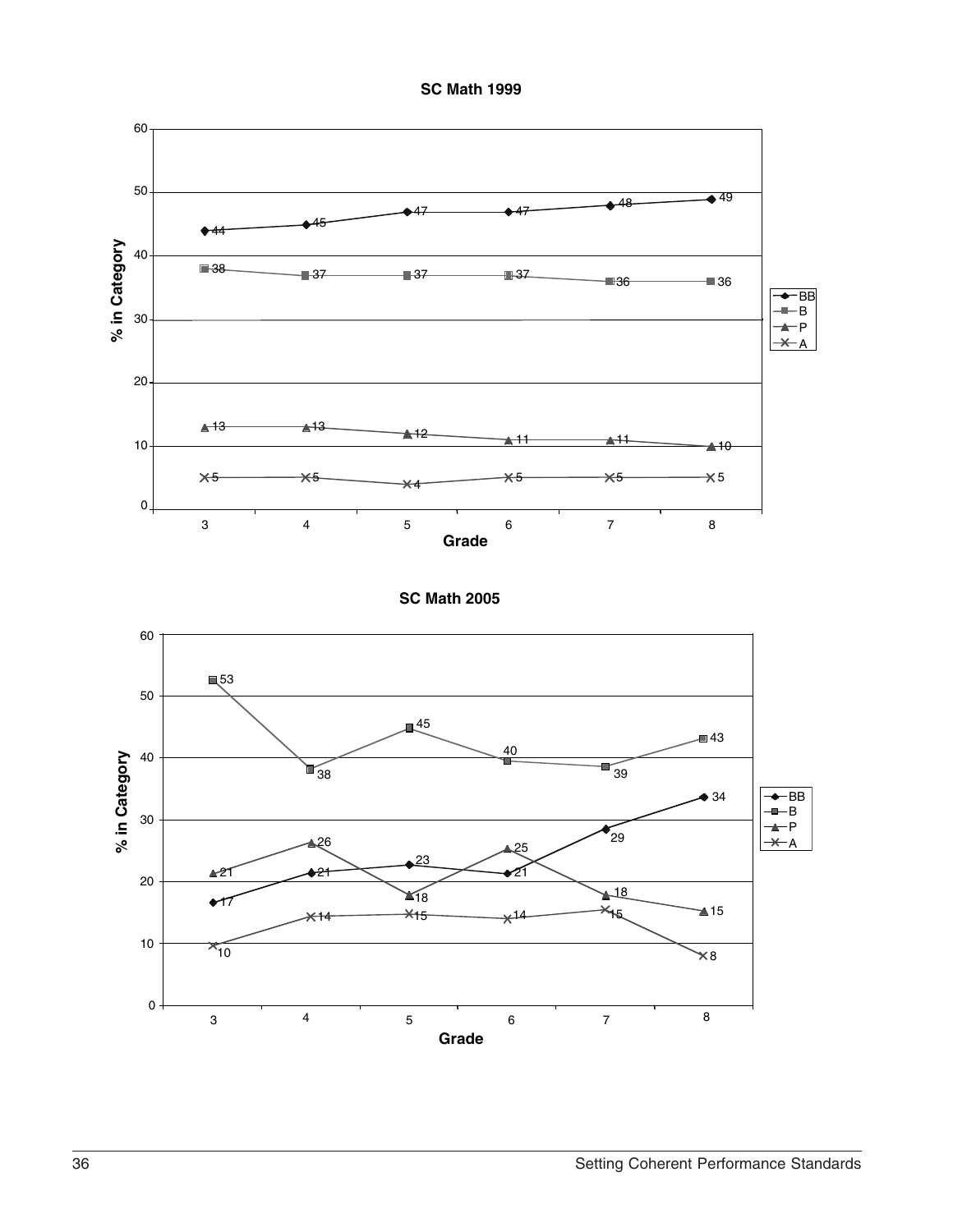**SC Math 1999**

| Grade | BB | B | P | A |
|---|---|---|---|---|
| 3 | 44 | 38 | 13 | 5 |
| 4 | 45 | 37 | 13 | 5 |
| 5 | 47 | 37 | 12 | 4 |
| 6 | 47 | 37 | 11 | 5 |
| 7 | 48 | 36 | 11 | 5 |
| 8 | 49 | 36 | 10 | 5 |

**SC Math 2005**

| Grade | BB | B | P | A |
|---|---|---|---|---|
| 3 | 17 | 53 | 21 | 10 |
| 4 | 21 | 38 | 26 | 14 |
| 5 | 23 | 45 | 18 | 15 |
| 6 | 21 | 40 | 25 | 14 |
| 7 | 29 | 39 | 18 | 15 |
| 8 | 34 | 43 | 15 | 8 |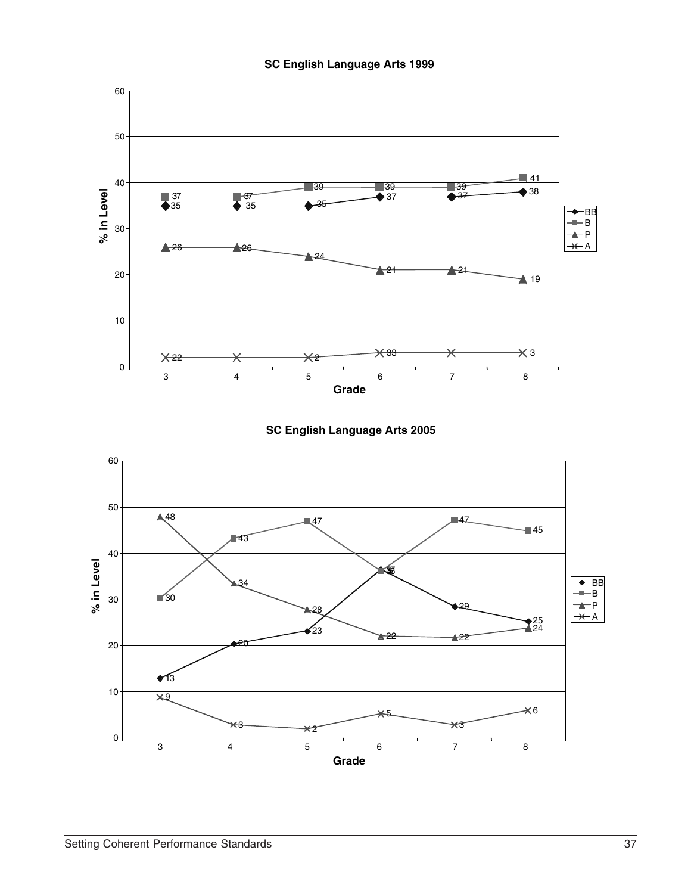**SC English Language Arts 1999**

| Grade | BB | B | P | A |
|---|---|---|---|---|
| 3 | 35 | 37 | 26 | 2 |
| 4 | 35 | 37 | 26 | 2 |
| 5 | 35 | 39 | 24 | 2 |
| 6 | 37 | 39 | 21 | 3 |
| 7 | 37 | 39 | 21 | 3 |
| 8 | 38 | 41 | 19 | 3 |

Y-axis: % in Level; X-axis: Grade

**SC English Language Arts 2005**

| Grade | BB | B | P | A |
|---|---|---|---|---|
| 3 | 13 | 30 | 48 | 9 |
| 4 | 20 | 43 | 34 | 3 |
| 5 | 23 | 47 | 28 | 2 |
| 6 | 37 | 36 | 22 | 5 |
| 7 | 29 | 47 | 22 | 3 |
| 8 | 25 | 45 | 24 | 6 |

Y-axis: % in Level; X-axis: Grade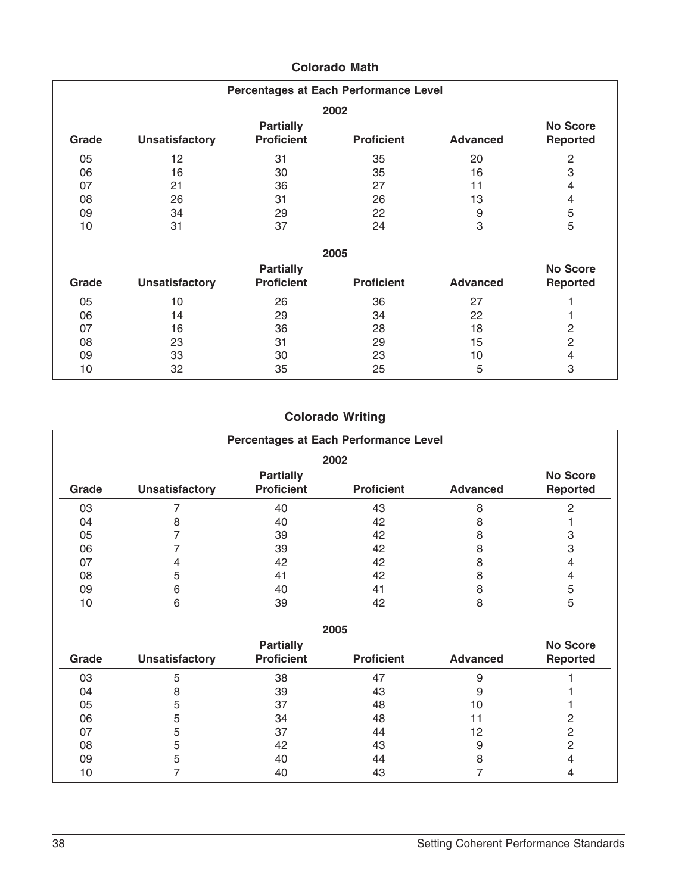### Colorado Math

| Percentages at Each Performance Level | | | | | |
|---|---|---|---|---|---|
| **2002** | | | | | |
| Grade | Unsatisfactory | Partially Proficient | Proficient | Advanced | No Score Reported |
| 05 | 12 | 31 | 35 | 20 | 2 |
| 06 | 16 | 30 | 35 | 16 | 3 |
| 07 | 21 | 36 | 27 | 11 | 4 |
| 08 | 26 | 31 | 26 | 13 | 4 |
| 09 | 34 | 29 | 22 | 9 | 5 |
| 10 | 31 | 37 | 24 | 3 | 5 |
| **2005** | | | | | |
| Grade | Unsatisfactory | Partially Proficient | Proficient | Advanced | No Score Reported |
| 05 | 10 | 26 | 36 | 27 | 1 |
| 06 | 14 | 29 | 34 | 22 | 1 |
| 07 | 16 | 36 | 28 | 18 | 2 |
| 08 | 23 | 31 | 29 | 15 | 2 |
| 09 | 33 | 30 | 23 | 10 | 4 |
| 10 | 32 | 35 | 25 | 5 | 3 |

### Colorado Writing

| Percentages at Each Performance Level | | | | | |
|---|---|---|---|---|---|
| **2002** | | | | | |
| Grade | Unsatisfactory | Partially Proficient | Proficient | Advanced | No Score Reported |
| 03 | 7 | 40 | 43 | 8 | 2 |
| 04 | 8 | 40 | 42 | 8 | 1 |
| 05 | 7 | 39 | 42 | 8 | 3 |
| 06 | 7 | 39 | 42 | 8 | 3 |
| 07 | 4 | 42 | 42 | 8 | 4 |
| 08 | 5 | 41 | 42 | 8 | 4 |
| 09 | 6 | 40 | 41 | 8 | 5 |
| 10 | 6 | 39 | 42 | 8 | 5 |
| **2005** | | | | | |
| Grade | Unsatisfactory | Partially Proficient | Proficient | Advanced | No Score Reported |
| 03 | 5 | 38 | 47 | 9 | 1 |
| 04 | 8 | 39 | 43 | 9 | 1 |
| 05 | 5 | 37 | 48 | 10 | 1 |
| 06 | 5 | 34 | 48 | 11 | 2 |
| 07 | 5 | 37 | 44 | 12 | 2 |
| 08 | 5 | 42 | 43 | 9 | 2 |
| 09 | 5 | 40 | 44 | 8 | 4 |
| 10 | 7 | 40 | 43 | 7 | 4 |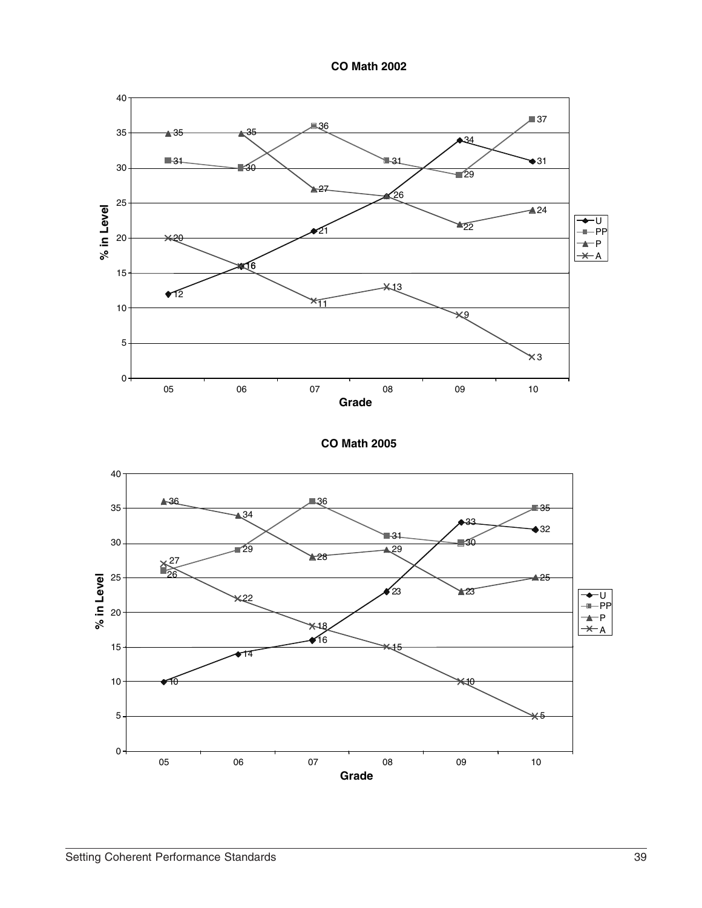**CO Math 2002**

| Grade | U | PP | P | A |
|---|---|---|---|---|
| 05 | 12 | 31 | 35 | 20 |
| 06 | 16 | 30 | 35 | 16 |
| 07 | 21 | 36 | 27 | 11 |
| 08 | 26 | 31 | 26 | 13 |
| 09 | 34 | 29 | 22 | 9 |
| 10 | 31 | 37 | 24 | 3 |

**CO Math 2005**

| Grade | U | PP | P | A |
|---|---|---|---|---|
| 05 | 10 | 26 | 36 | 27 |
| 06 | 14 | 29 | 34 | 22 |
| 07 | 16 | 36 | 28 | 18 |
| 08 | 23 | 31 | 29 | 15 |
| 09 | 33 | 30 | 23 | 10 |
| 10 | 32 | 35 | 25 | 5 |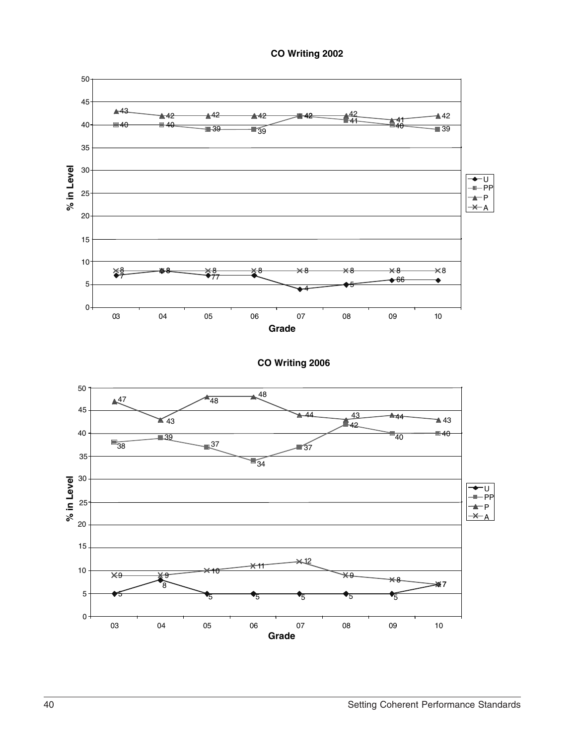**CO Writing 2002**

% in Level

50
45
40
35
30
25
20
15
10
5
0

Grade

03 04 05 06 07 08 09 10

U
PP
P
A

43 42 42 42 42 42 41 42

40 40 39 39 42 41 40 39

8 8 8 8 8 8 8 8

7 8 77 7 4 5 66 6

**CO Writing 2006**

% in Level

50
45
40
35
30
25
20
15
10
5
0

Grade

03 04 05 06 07 08 09 10

U
PP
P
A

47 43 48 48 44 43 44 43

38 39 37 34 37 42 40 40

9 9 10 11 12 9 8 7

5 8 5 5 5 5 5 7